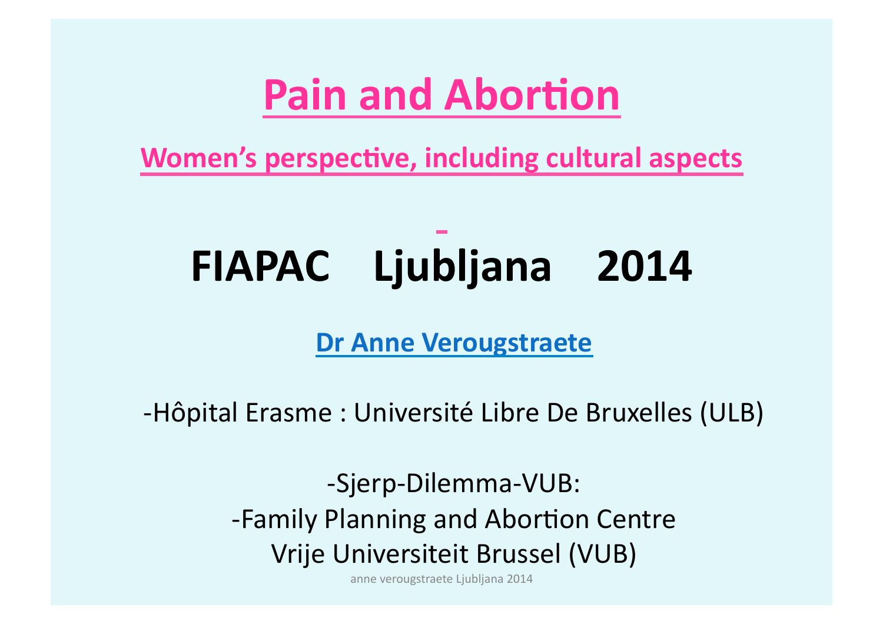# Pain and Abortion

## Women's perspective, including cultural aspects

-

# FIAPAC Ljubljana 2014

**Dr Anne Verougstraete**

-Hôpital Erasme : Université Libre De Bruxelles (ULB)

-Sjerp-Dilemma-VUB:
-Family Planning and Abortion Centre
Vrije Universiteit Brussel (VUB)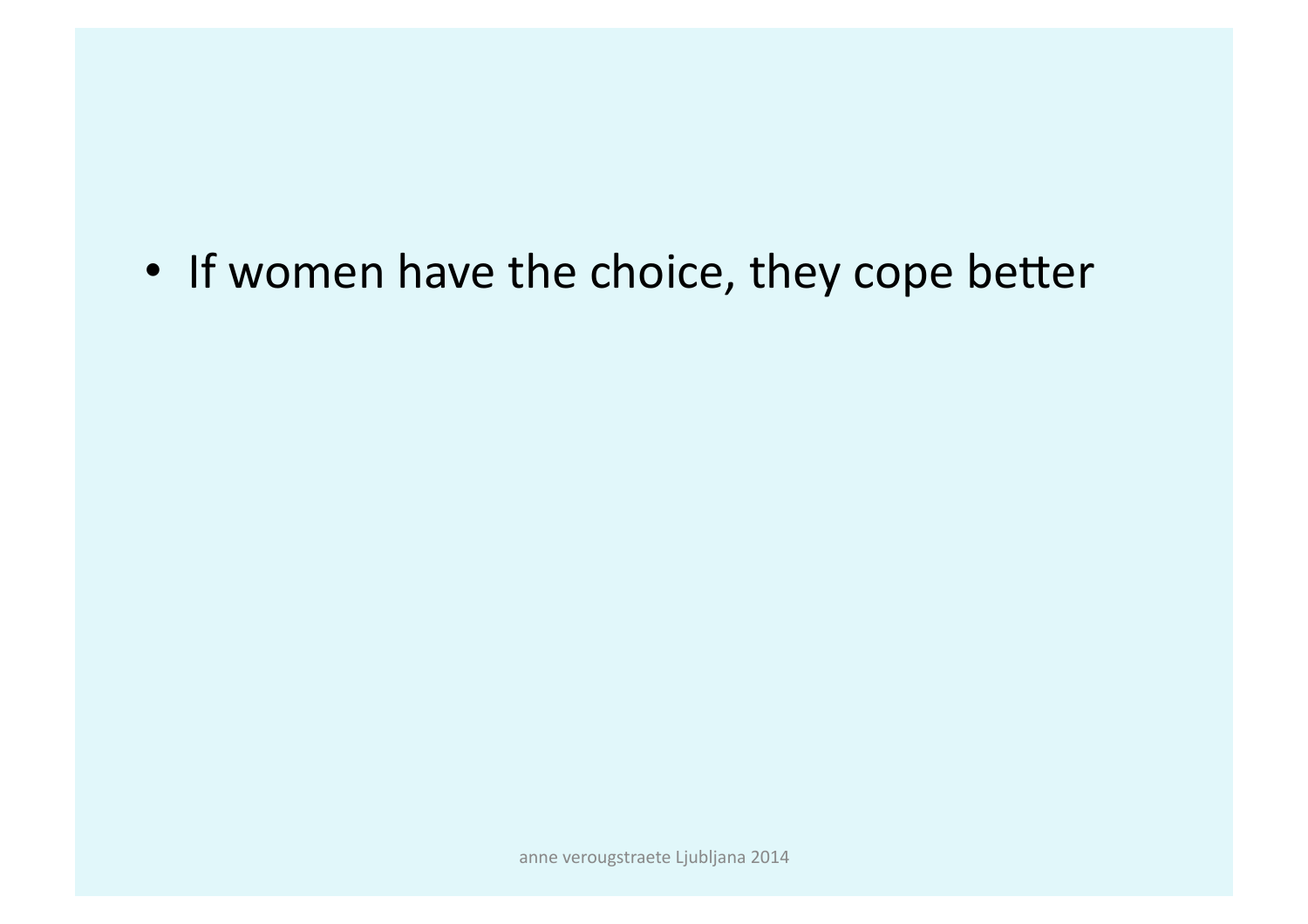- If women have the choice, they cope better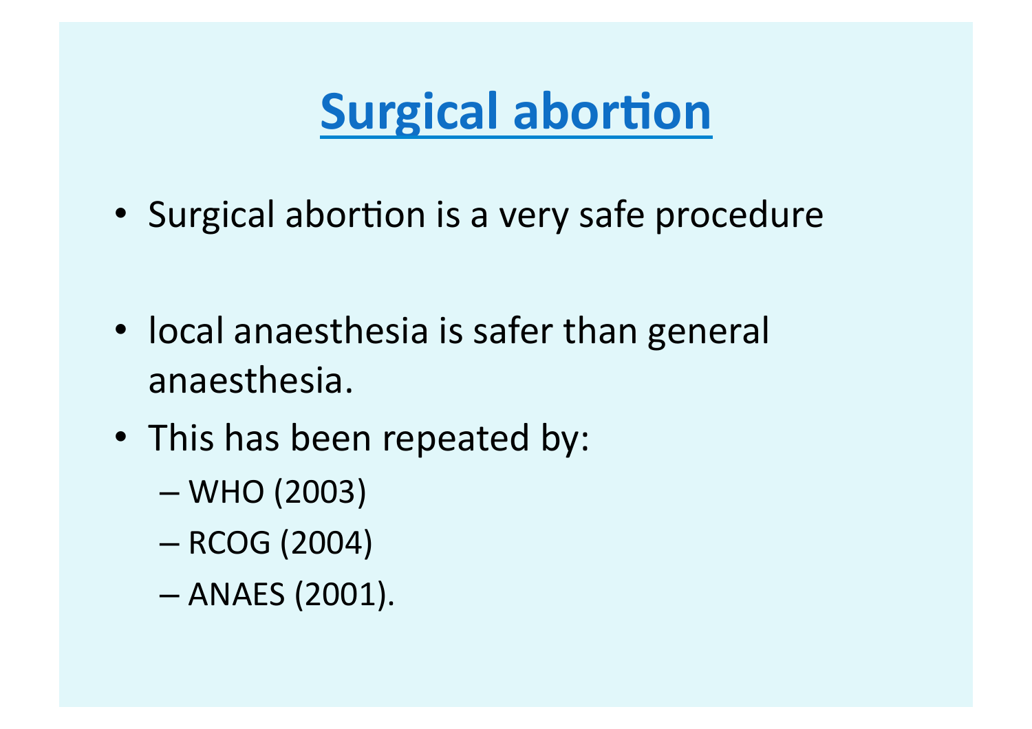# Surgical abortion

- Surgical abortion is a very safe procedure

- local anaesthesia is safer than general anaesthesia.
- This has been repeated by:
  - WHO (2003)
  - RCOG (2004)
  - ANAES (2001).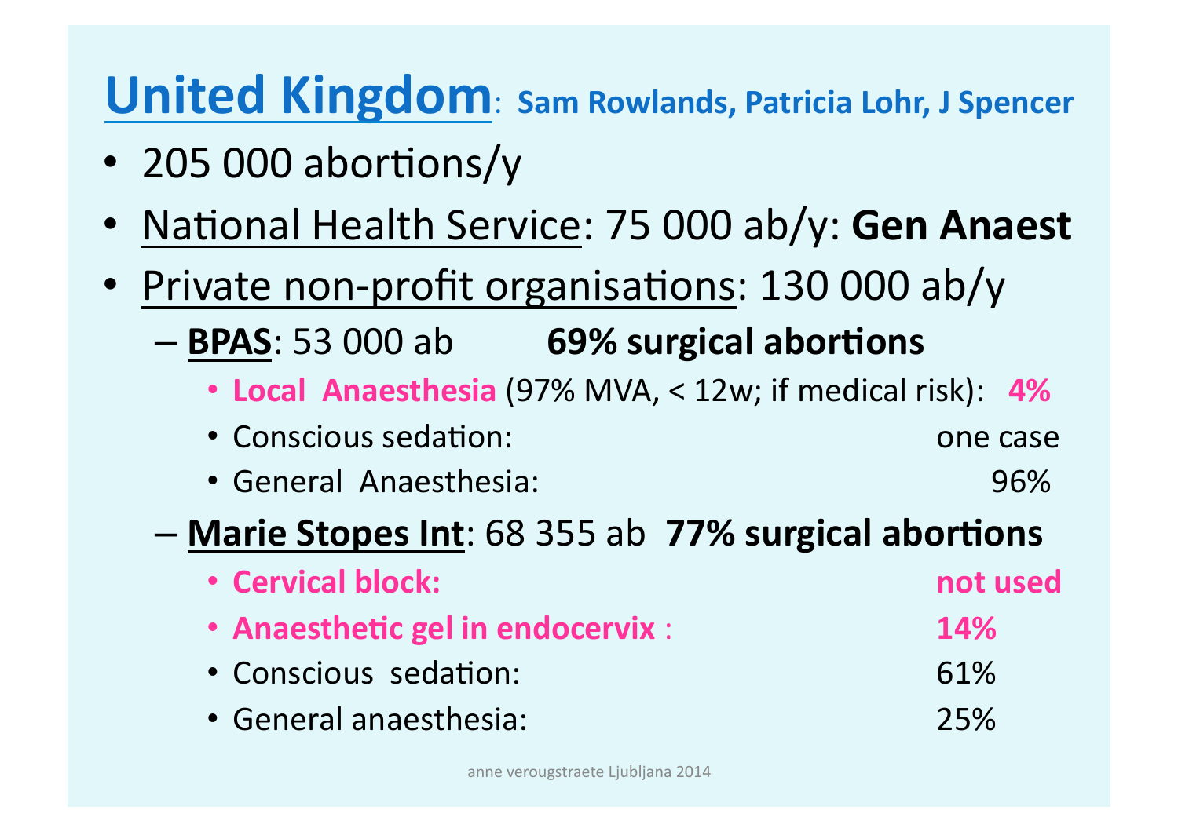# United Kingdom: Sam Rowlands, Patricia Lohr, J Spencer

- 205 000 abortions/y
- National Health Service: 75 000 ab/y: **Gen Anaest**
- Private non-profit organisations: 130 000 ab/y
  - **BPAS**: 53 000 ab **69% surgical abortions**
    - **Local Anaesthesia** (97% MVA, < 12w; if medical risk): **4%**
    - Conscious sedation: one case
    - General Anaesthesia: 96%
  - **Marie Stopes Int**: 68 355 ab **77% surgical abortions**
    - **Cervical block: not used**
    - **Anaesthetic gel in endocervix : 14%**
    - Conscious sedation: 61%
    - General anaesthesia: 25%

anne verougstraete Ljubljana 2014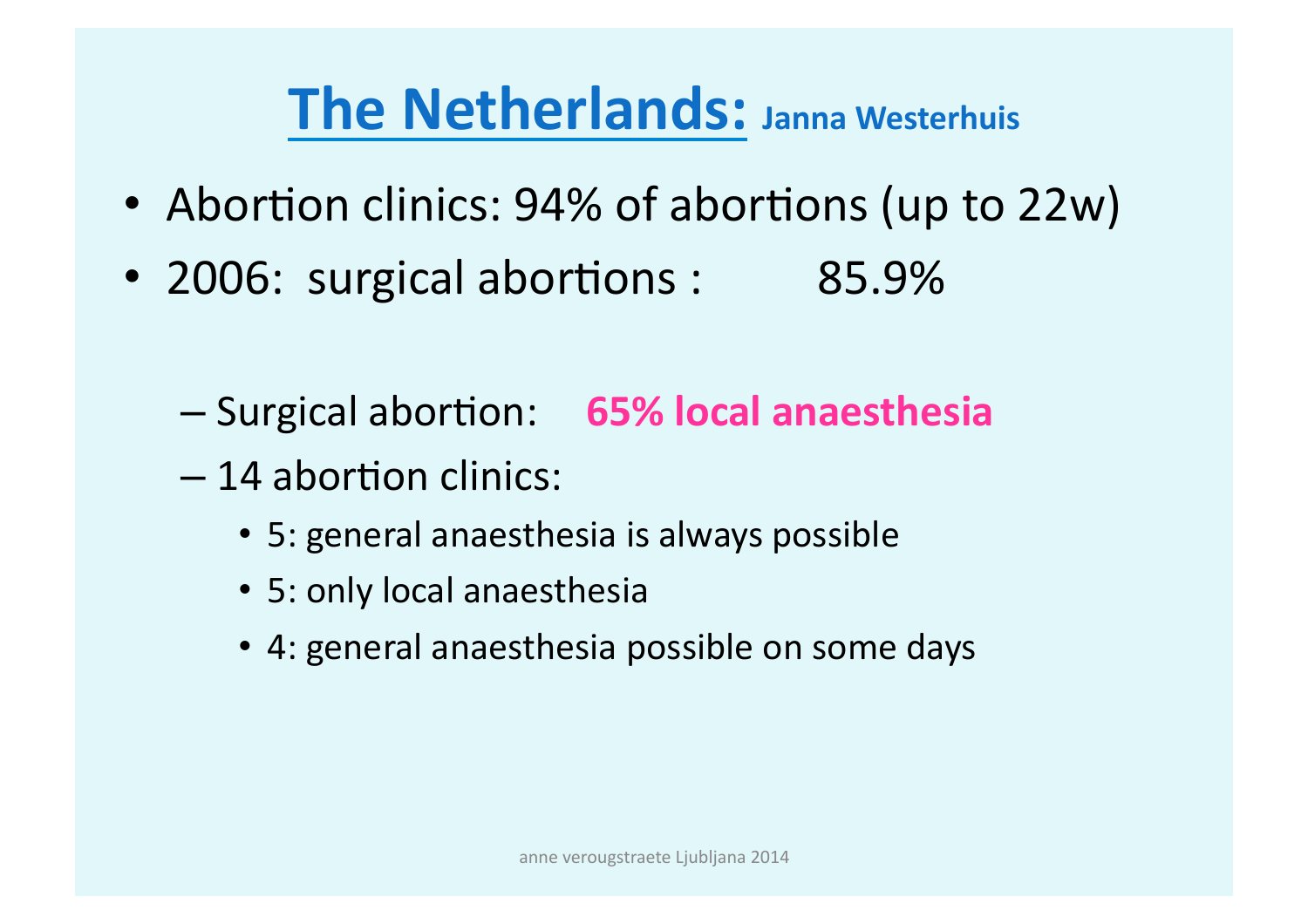# The Netherlands: Janna Westerhuis

- Abortion clinics: 94% of abortions (up to 22w)
- 2006: surgical abortions : 85.9%
  - Surgical abortion: **65% local anaesthesia**
  - 14 abortion clinics:
    - 5: general anaesthesia is always possible
    - 5: only local anaesthesia
    - 4: general anaesthesia possible on some days

anne verougstraete Ljubljana 2014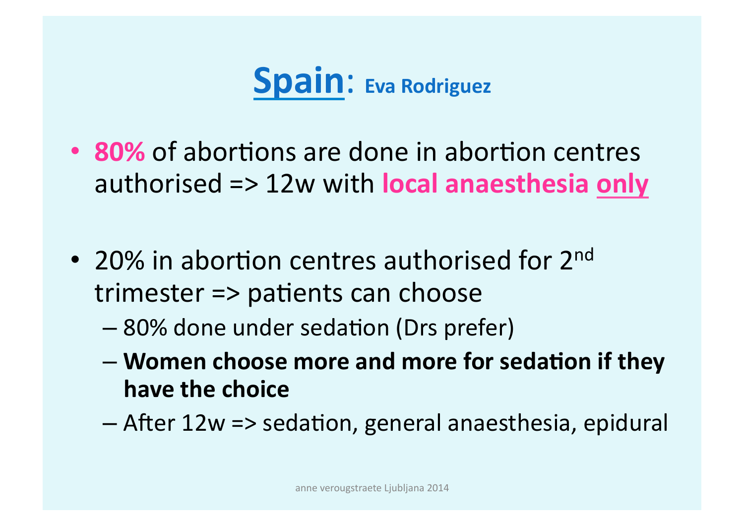# Spain: Eva Rodriguez

- **80%** of abortions are done in abortion centres authorised => 12w with **local anaesthesia only**

- 20% in abortion centres authorised for 2nd trimester => patients can choose
  - 80% done under sedation (Drs prefer)
  - **Women choose more and more for sedation if they have the choice**
  - After 12w => sedation, general anaesthesia, epidural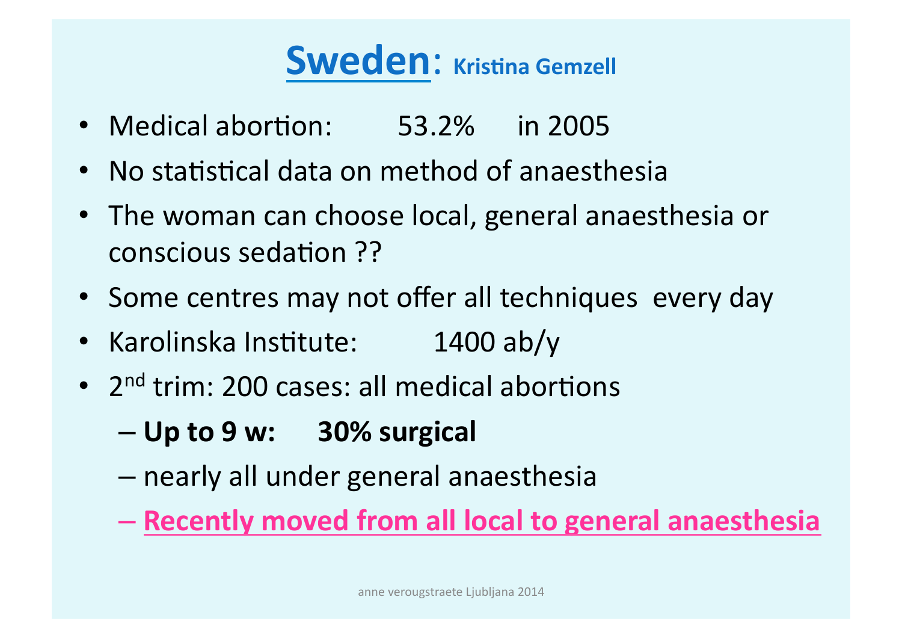# Sweden: Kristina Gemzell

- Medical abortion: 53.2% in 2005
- No statistical data on method of anaesthesia
- The woman can choose local, general anaesthesia or conscious sedation ??
- Some centres may not offer all techniques every day
- Karolinska Institute: 1400 ab/y
- 2nd trim: 200 cases: all medical abortions
  - **Up to 9 w: 30% surgical**
  - nearly all under general anaesthesia
  - **Recently moved from all local to general anaesthesia**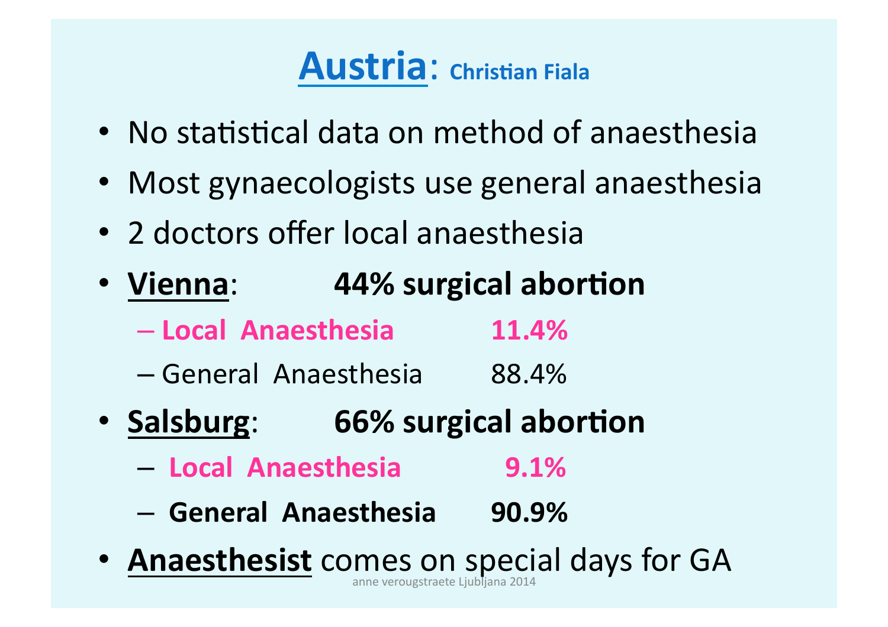# Austria: Christian Fiala

- No statistical data on method of anaesthesia
- Most gynaecologists use general anaesthesia
- 2 doctors offer local anaesthesia
- **Vienna**: **44% surgical abortion**
  - **Local Anaesthesia 11.4%**
  - General Anaesthesia 88.4%
- **Salsburg**: **66% surgical abortion**
  - **Local Anaesthesia 9.1%**
  - **General Anaesthesia 90.9%**
- **Anaesthesist** comes on special days for GA

anne verougstraete Ljubljana 2014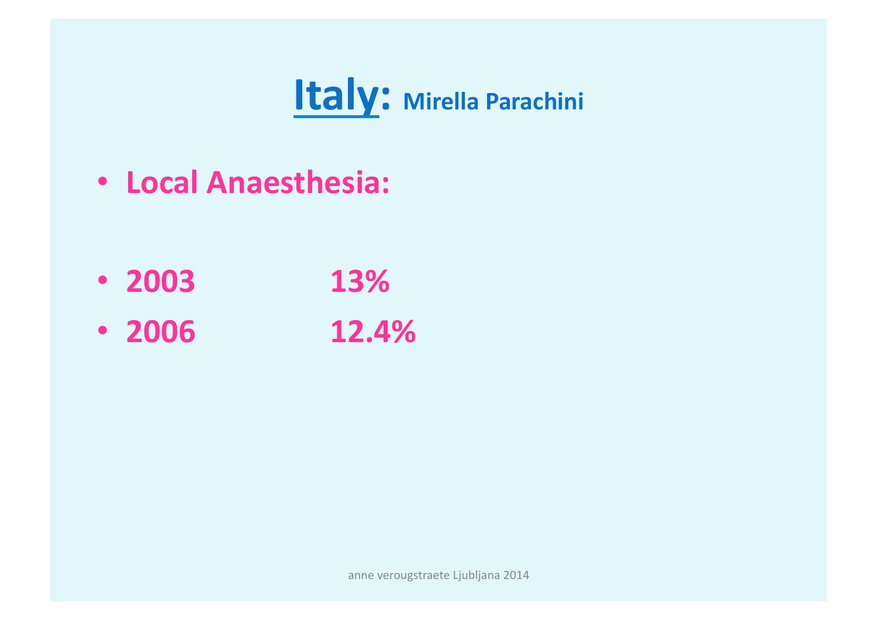# Italy: Mirella Parachini

- **Local Anaesthesia:**

- **2003 13%**
- **2006 12.4%**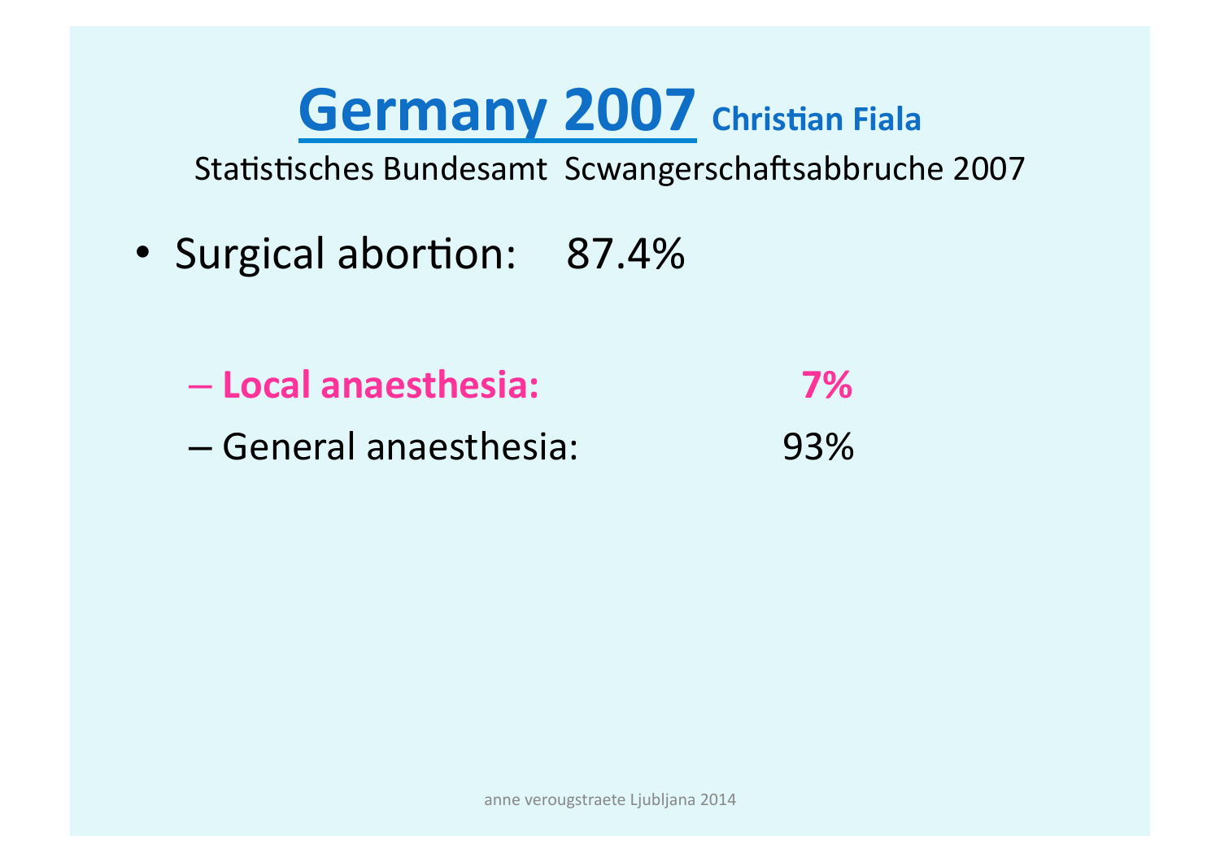# Germany 2007 Christian Fiala

Statistisches Bundesamt Scwangerschaftsabbruche 2007

- Surgical abortion: 87.4%
  - **Local anaesthesia: 7%**
  - General anaesthesia: 93%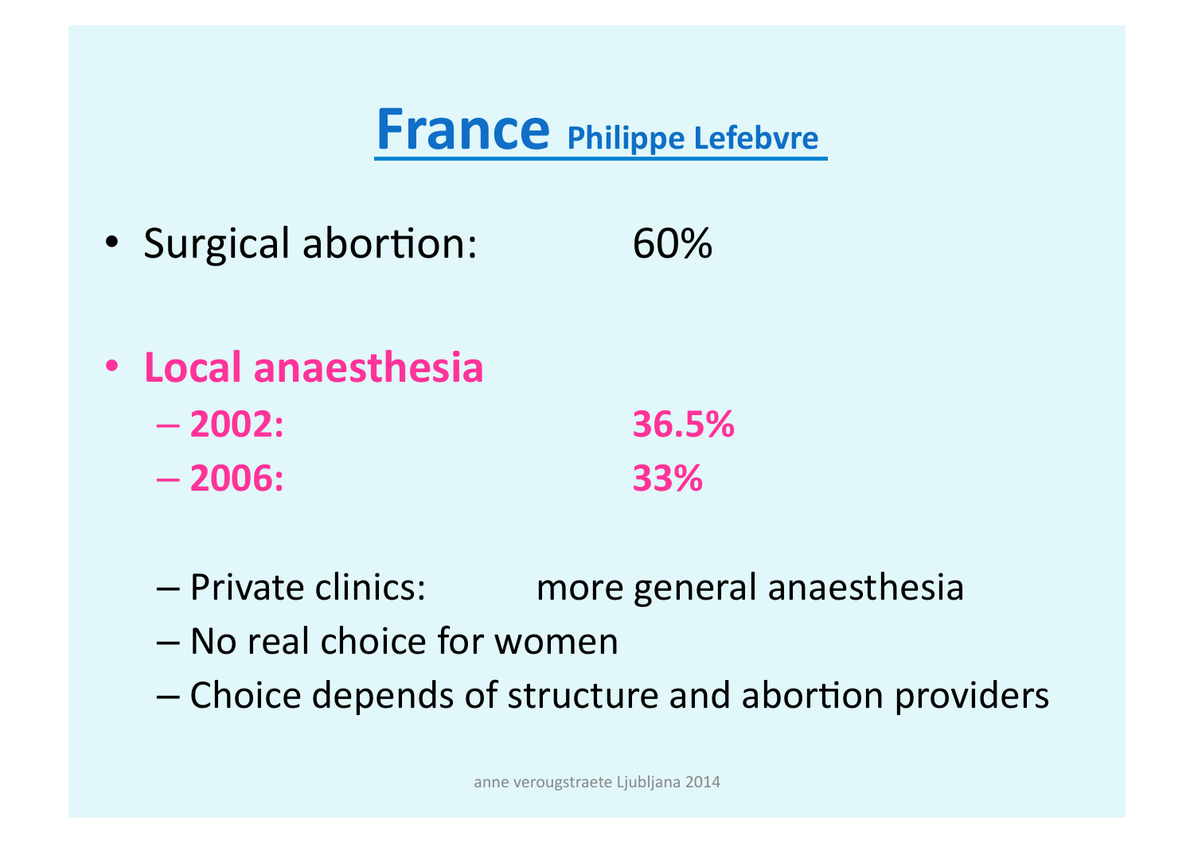# France Philippe Lefebvre

- Surgical abortion: 60%

- **Local anaesthesia**
  - **2002: 36.5%**
  - **2006: 33%**

  - Private clinics: more general anaesthesia
  - No real choice for women
  - Choice depends of structure and abortion providers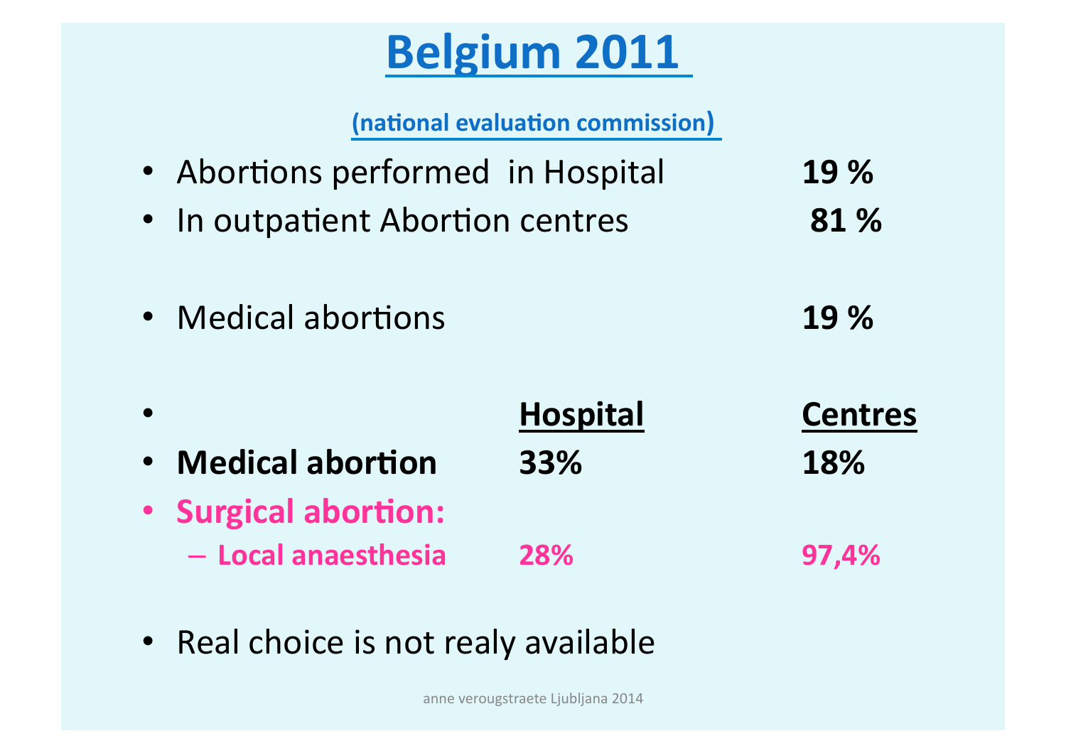# Belgium 2011

**(national evaluation commission)**

- Abortions performed in Hospital **19 %**
- In outpatient Abortion centres **81 %**

- Medical abortions **19 %**

| | Hospital | Centres |
|---|---|---|
| **Medical abortion** | **33%** | **18%** |
| **Surgical abortion:** | | |
| – **Local anaesthesia** | **28%** | **97,4%** |

- Real choice is not realy available

anne verougstraete Ljubljana 2014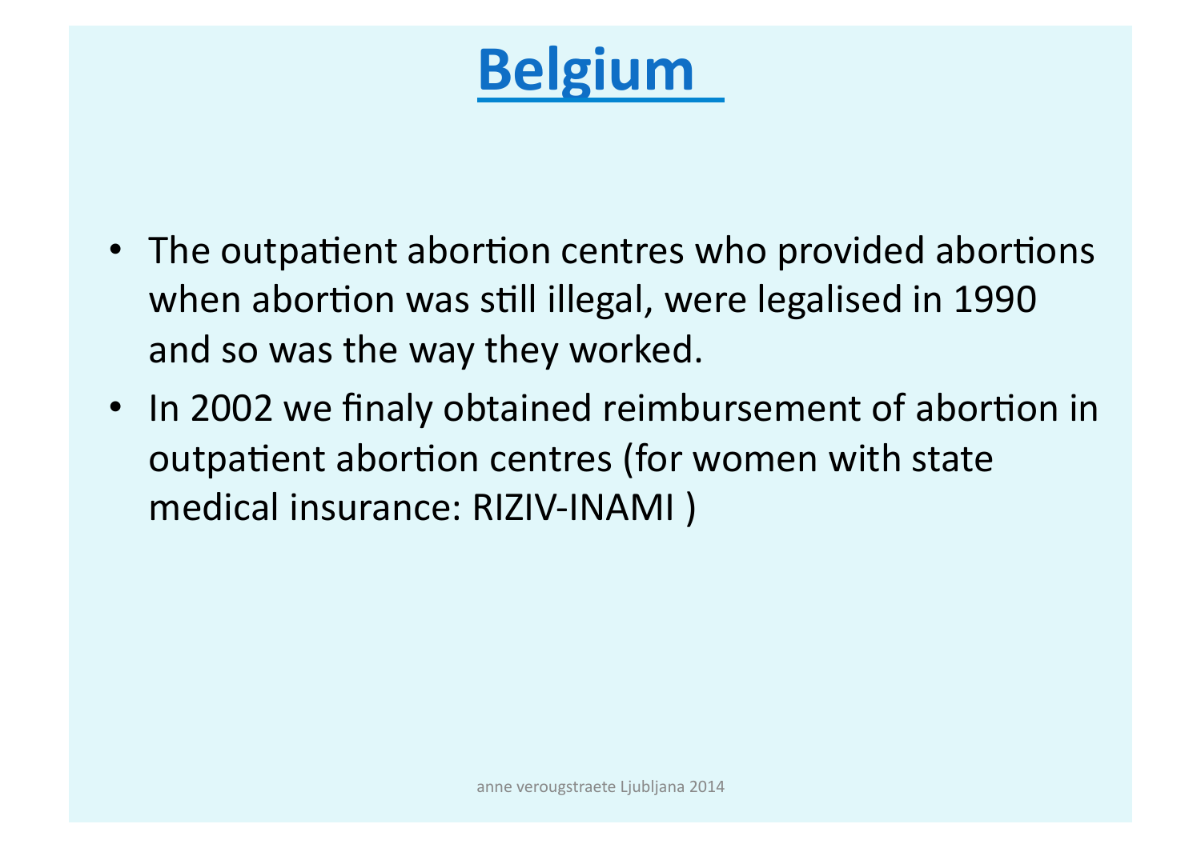# Belgium

- The outpatient abortion centres who provided abortions when abortion was still illegal, were legalised in 1990 and so was the way they worked.
- In 2002 we finaly obtained reimbursement of abortion in outpatient abortion centres (for women with state medical insurance: RIZIV-INAMI )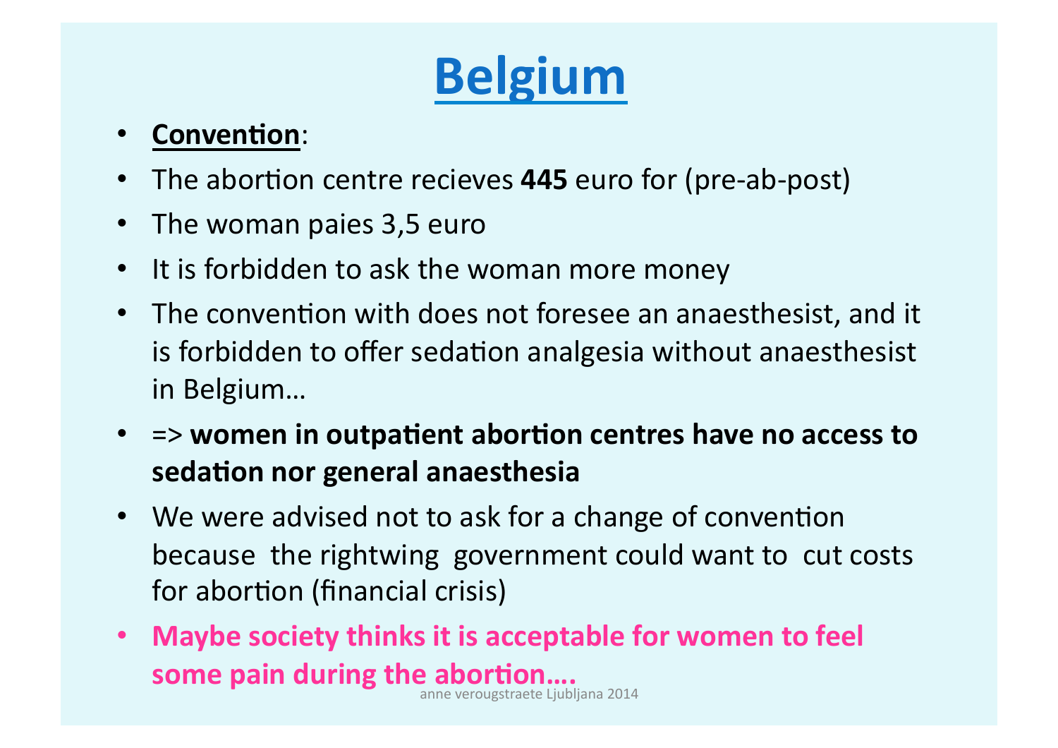# Belgium

- **Convention**:
- The abortion centre recieves **445** euro for (pre-ab-post)
- The woman paies 3,5 euro
- It is forbidden to ask the woman more money
- The convention with does not foresee an anaesthesist, and it is forbidden to offer sedation analgesia without anaesthesist in Belgium…
- => **women in outpatient abortion centres have no access to sedation nor general anaesthesia**
- We were advised not to ask for a change of convention because the rightwing government could want to cut costs for abortion (financial crisis)
- **Maybe society thinks it is acceptable for women to feel some pain during the abortion….**

anne verougstraete Ljubljana 2014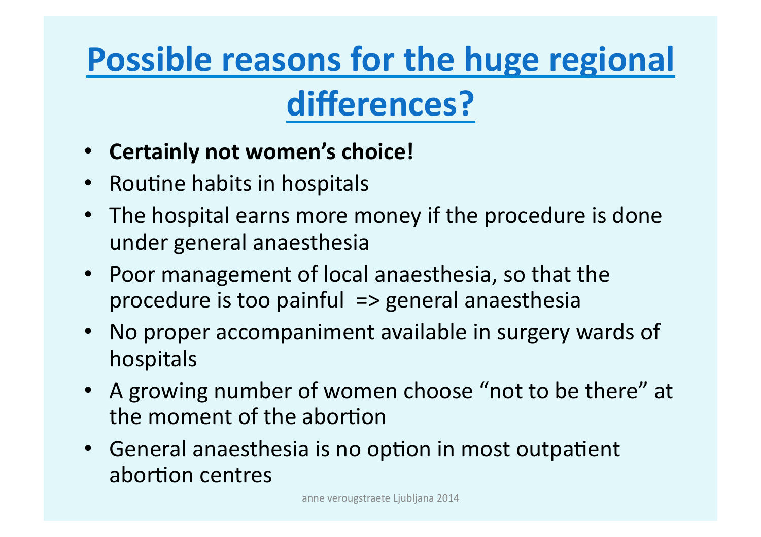# Possible reasons for the huge regional differences?

- **Certainly not women's choice!**
- Routine habits in hospitals
- The hospital earns more money if the procedure is done under general anaesthesia
- Poor management of local anaesthesia, so that the procedure is too painful => general anaesthesia
- No proper accompaniment available in surgery wards of hospitals
- A growing number of women choose "not to be there" at the moment of the abortion
- General anaesthesia is no option in most outpatient abortion centres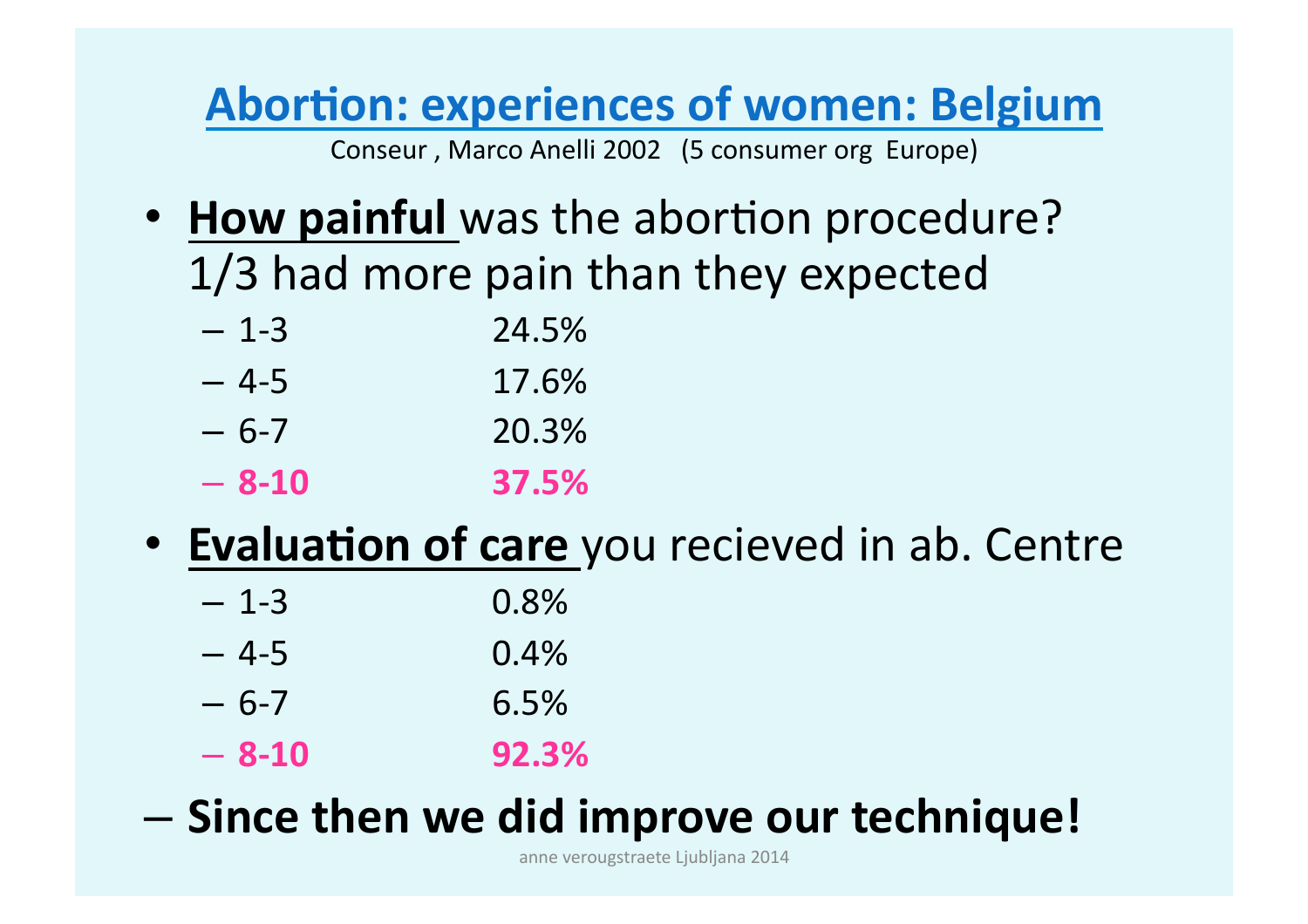# Abortion: experiences of women: Belgium

Conseur , Marco Anelli 2002 (5 consumer org Europe)

- **How painful** was the abortion procedure? 1/3 had more pain than they expected
  - 1-3 24.5%
  - 4-5 17.6%
  - 6-7 20.3%
  - **8-10 37.5%**
- **Evaluation of care** you recieved in ab. Centre
  - 1-3 0.8%
  - 4-5 0.4%
  - 6-7 6.5%
  - **8-10 92.3%**

– **Since then we did improve our technique!**

anne verougstraete Ljubljana 2014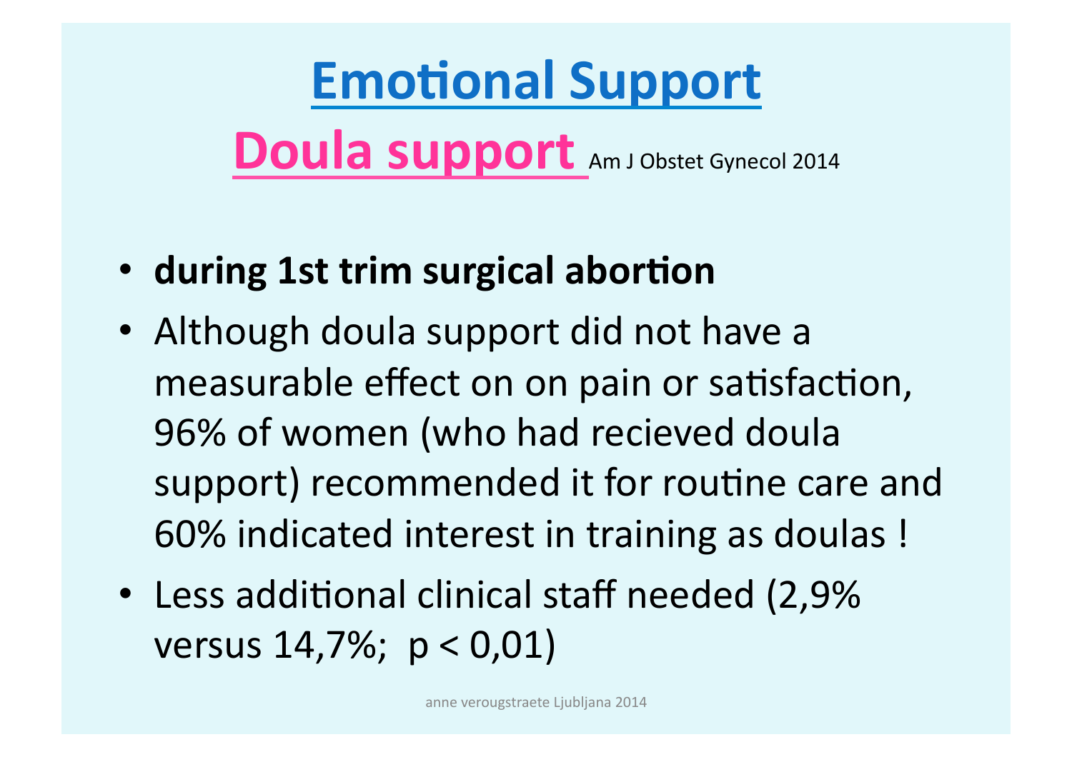# Emotional Support

## Doula support Am J Obstet Gynecol 2014

- **during 1st trim surgical abortion**
- Although doula support did not have a measurable effect on on pain or satisfaction, 96% of women (who had recieved doula support) recommended it for routine care and 60% indicated interest in training as doulas !
- Less additional clinical staff needed (2,9% versus 14,7%; $p < 0{,}01$)

anne verougstraete Ljubljana 2014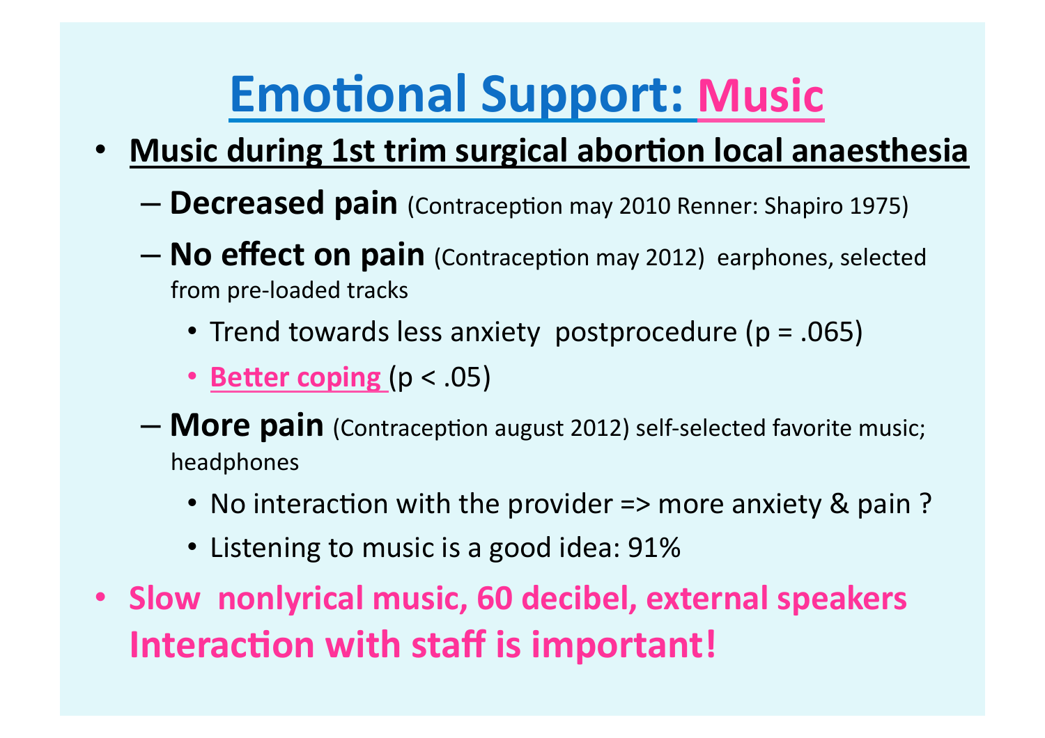# Emotional Support: Music

- **Music during 1st trim surgical abortion local anaesthesia**
  - **Decreased pain** (Contraception may 2010 Renner: Shapiro 1975)
  - **No effect on pain** (Contraception may 2012) earphones, selected from pre-loaded tracks
    - Trend towards less anxiety postprocedure ($p = .065$)
    - **Better coping** ($p < .05$)
  - **More pain** (Contraception august 2012) self-selected favorite music; headphones
    - No interaction with the provider => more anxiety & pain ?
    - Listening to music is a good idea: 91%
- **Slow nonlyrical music, 60 decibel, external speakers**
  **Interaction with staff is important!**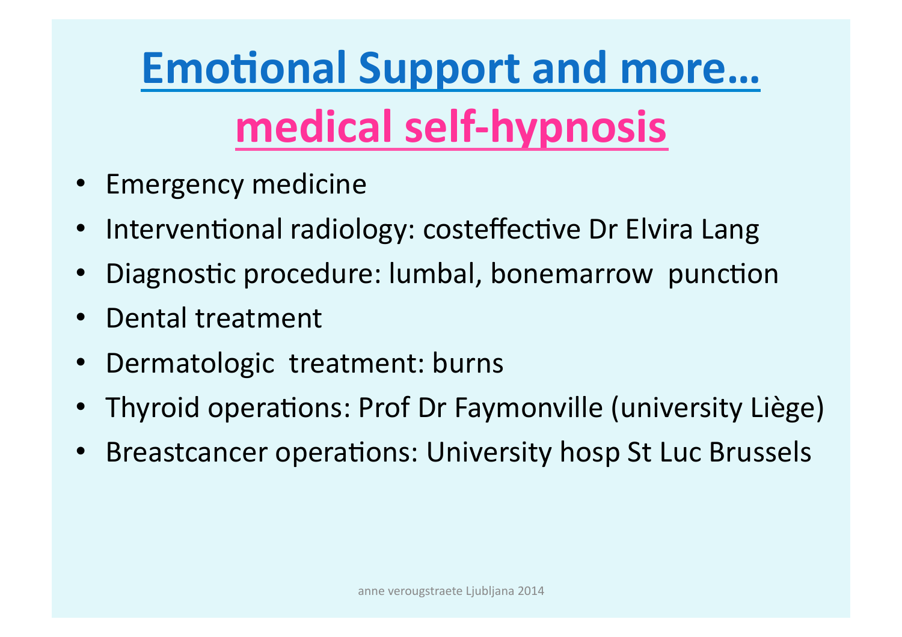# Emotional Support and more…

## medical self-hypnosis

- Emergency medicine
- Interventional radiology: costeffective Dr Elvira Lang
- Diagnostic procedure: lumbal, bonemarrow punction
- Dental treatment
- Dermatologic treatment: burns
- Thyroid operations: Prof Dr Faymonville (university Liège)
- Breastcancer operations: University hosp St Luc Brussels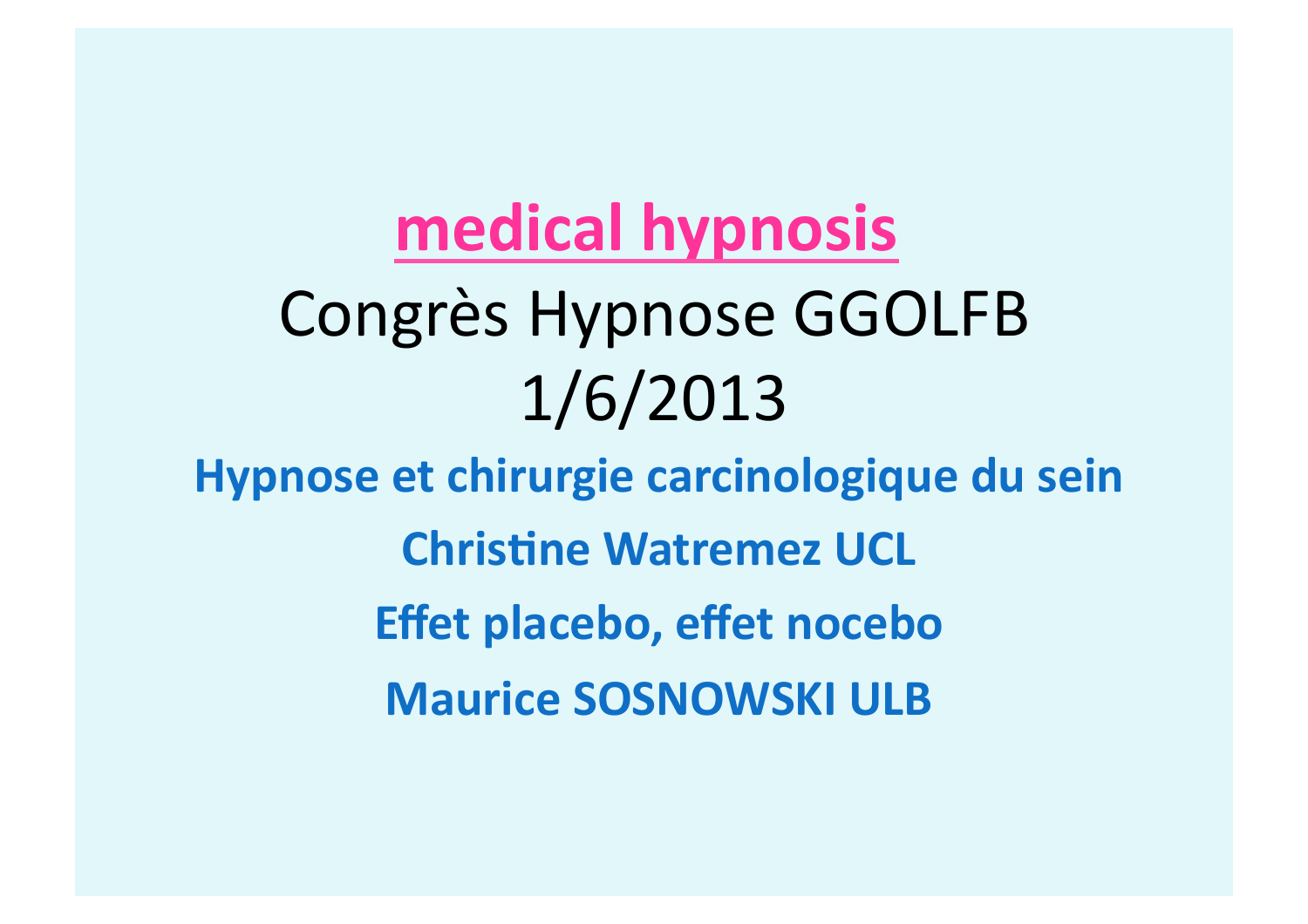# medical hypnosis

## Congrès Hypnose GGOLFB

## 1/6/2013

**Hypnose et chirurgie carcinologique du sein**

**Christine Watremez UCL**

**Effet placebo, effet nocebo**

**Maurice SOSNOWSKI ULB**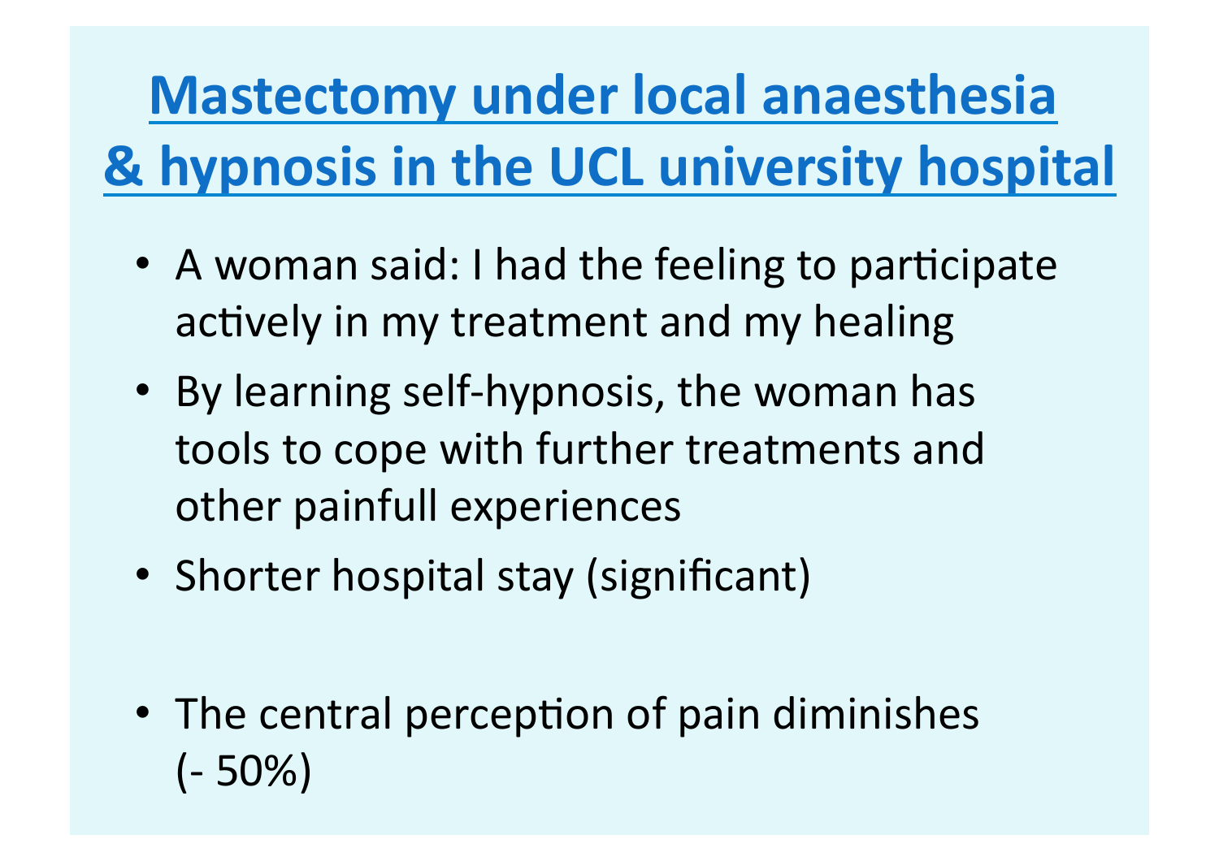# Mastectomy under local anaesthesia & hypnosis in the UCL university hospital

- A woman said: I had the feeling to participate actively in my treatment and my healing
- By learning self-hypnosis, the woman has tools to cope with further treatments and other painfull experiences
- Shorter hospital stay (significant)
- The central perception of pain diminishes (- 50%)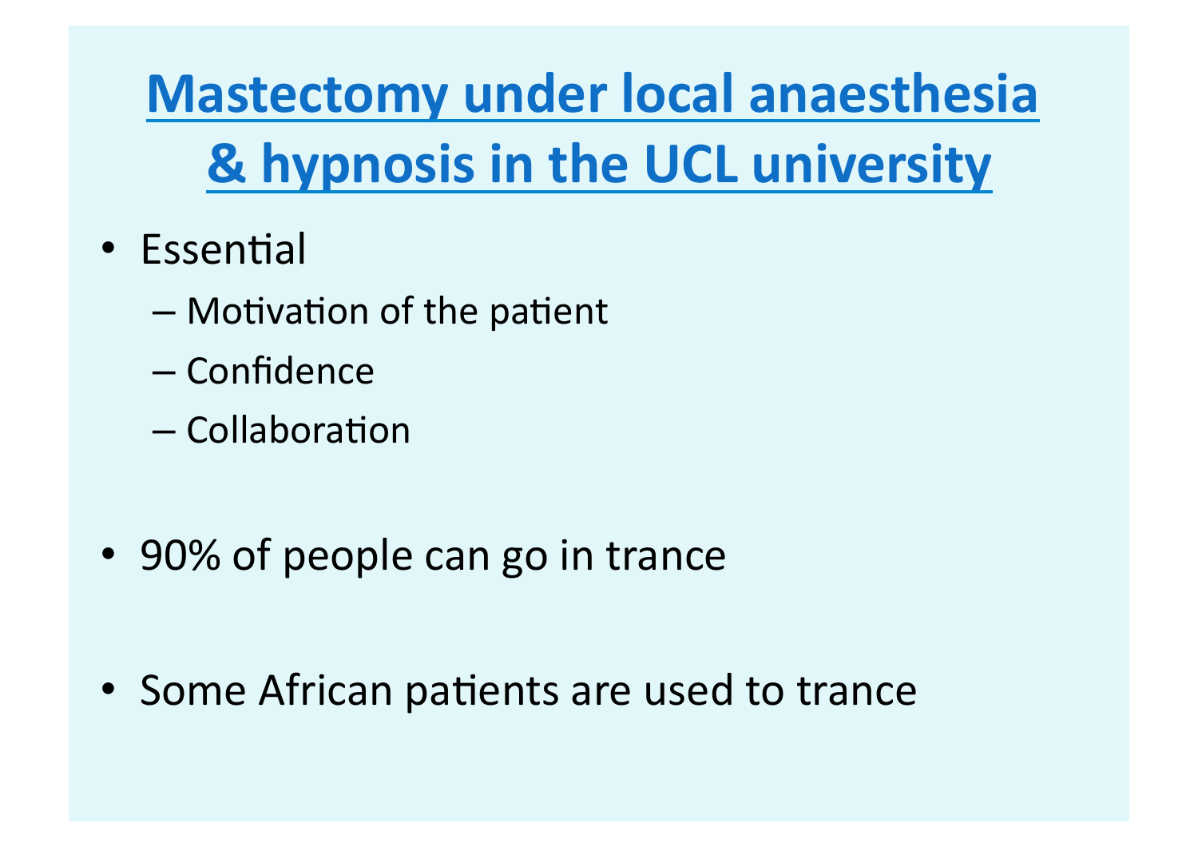# Mastectomy under local anaesthesia & hypnosis in the UCL university

- Essential
  - Motivation of the patient
  - Confidence
  - Collaboration

- 90% of people can go in trance

- Some African patients are used to trance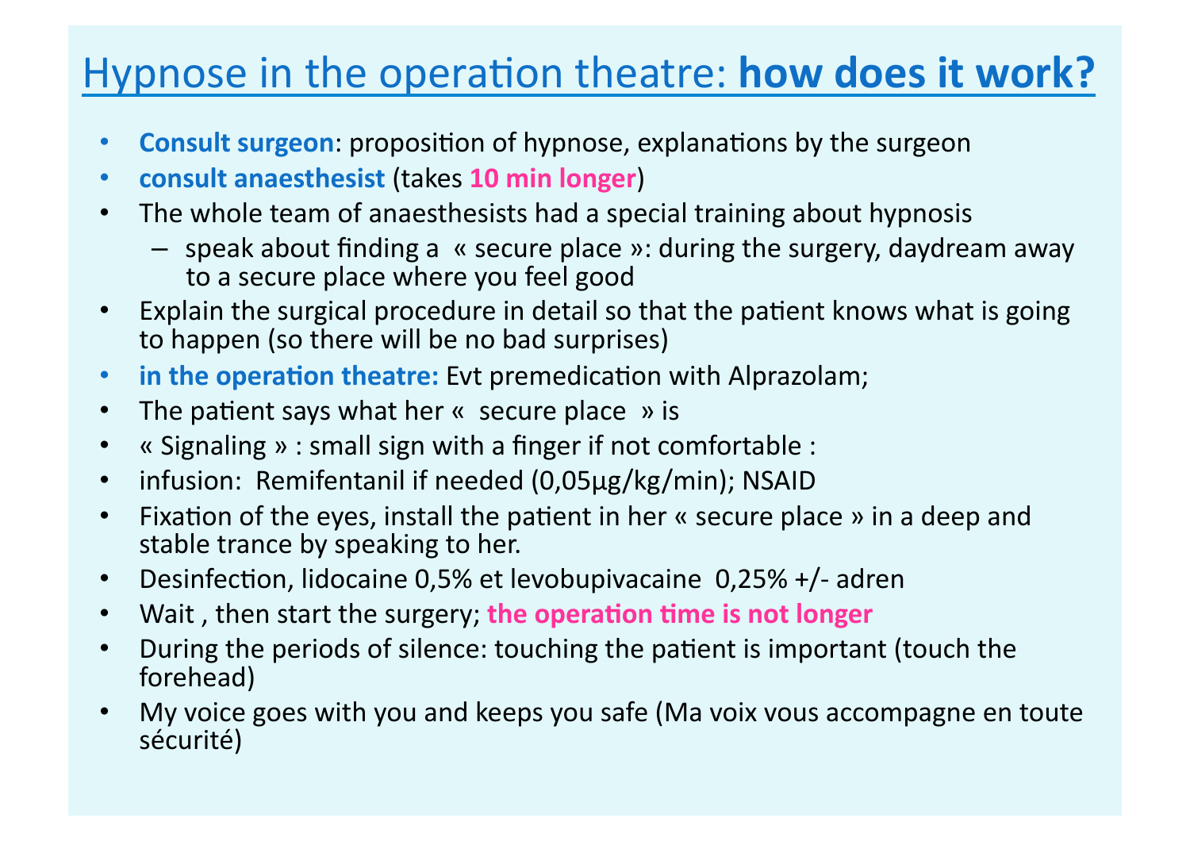# Hypnose in the operation theatre: **how does it work?**

- **Consult surgeon**: proposition of hypnose, explanations by the surgeon
- **consult anaesthesist** (takes **10 min longer**)
- The whole team of anaesthesists had a special training about hypnosis
  - speak about finding a « secure place »: during the surgery, daydream away to a secure place where you feel good
- Explain the surgical procedure in detail so that the patient knows what is going to happen (so there will be no bad surprises)
- **in the operation theatre:** Evt premedication with Alprazolam;
- The patient says what her « secure place » is
- « Signaling » : small sign with a finger if not comfortable :
- infusion: Remifentanil if needed (0,05µg/kg/min); NSAID
- Fixation of the eyes, install the patient in her « secure place » in a deep and stable trance by speaking to her.
- Desinfection, lidocaine 0,5% et levobupivacaine 0,25% +/- adren
- Wait , then start the surgery; **the operation time is not longer**
- During the periods of silence: touching the patient is important (touch the forehead)
- My voice goes with you and keeps you safe (Ma voix vous accompagne en toute sécurité)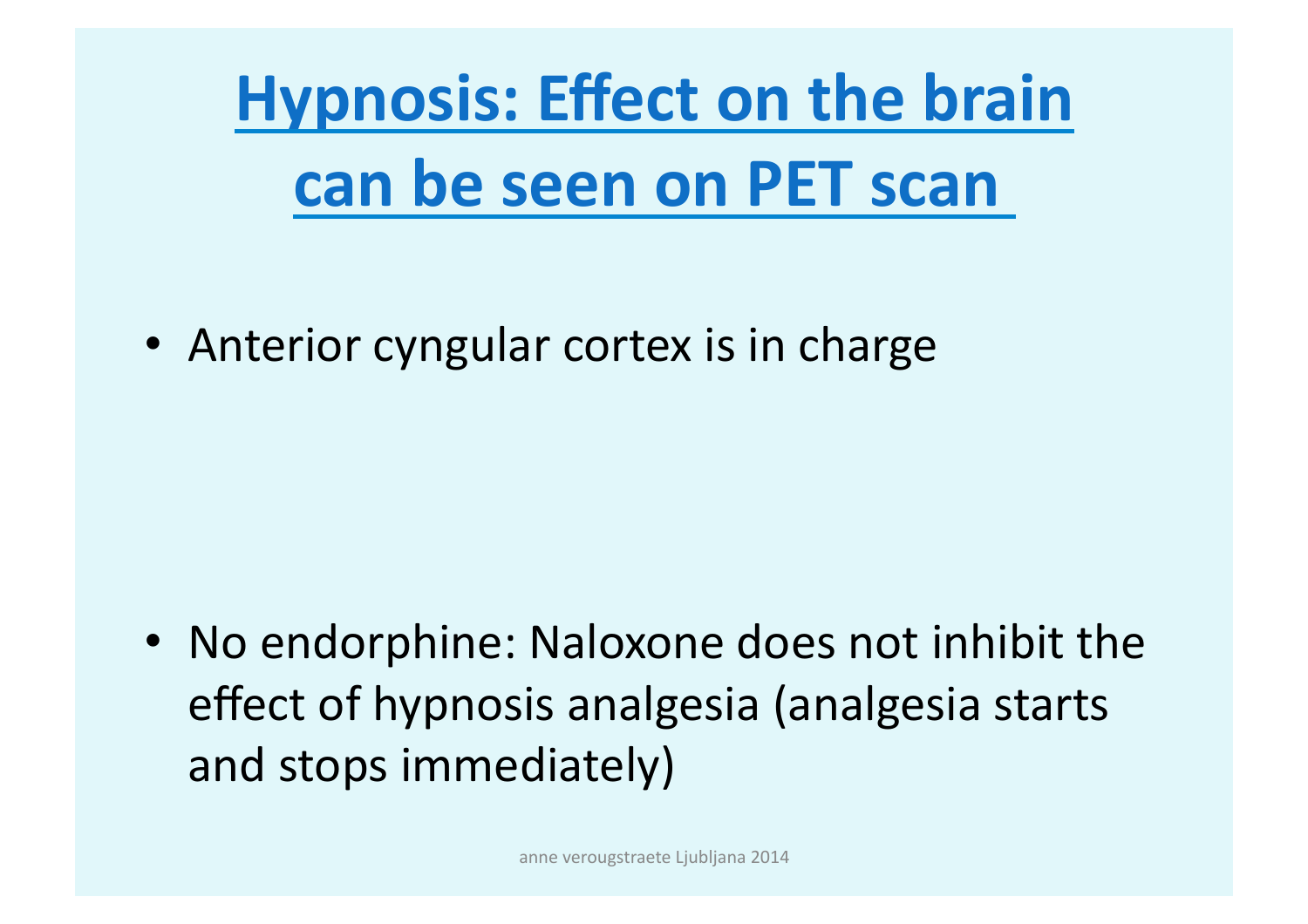# Hypnosis: Effect on the brain can be seen on PET scan

- Anterior cyngular cortex is in charge

- No endorphine: Naloxone does not inhibit the effect of hypnosis analgesia (analgesia starts and stops immediately)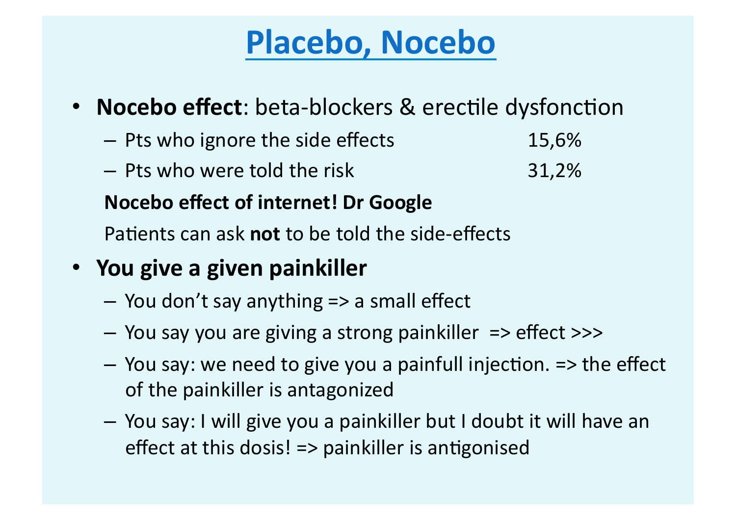# Placebo, Nocebo

- **Nocebo effect**: beta-blockers & erectile dysfonction
  - Pts who ignore the side effects 15,6%
  - Pts who were told the risk 31,2%

  **Nocebo effect of internet! Dr Google**

  Patients can ask **not** to be told the side-effects

- **You give a given painkiller**
  - You don't say anything => a small effect
  - You say you are giving a strong painkiller => effect >>>
  - You say: we need to give you a painfull injection. => the effect of the painkiller is antagonized
  - You say: I will give you a painkiller but I doubt it will have an effect at this dosis! => painkiller is antigonised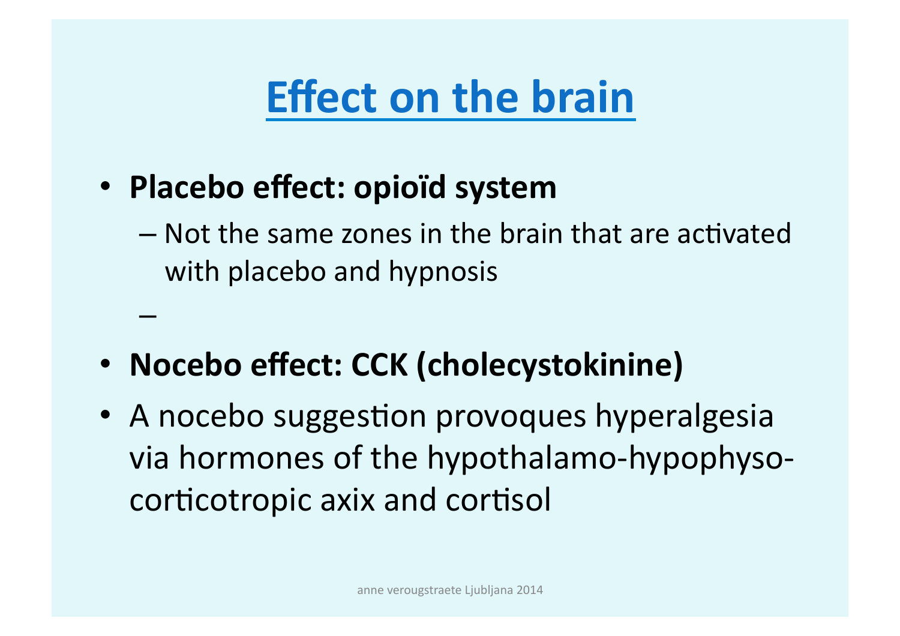# Effect on the brain

- **Placebo effect: opioïd system**
  - Not the same zones in the brain that are activated with placebo and hypnosis
  - 
- **Nocebo effect: CCK (cholecystokinine)**
- A nocebo suggestion provoques hyperalgesia via hormones of the hypothalamo-hypophyso-corticotropic axix and cortisol

anne verougstraete Ljubljana 2014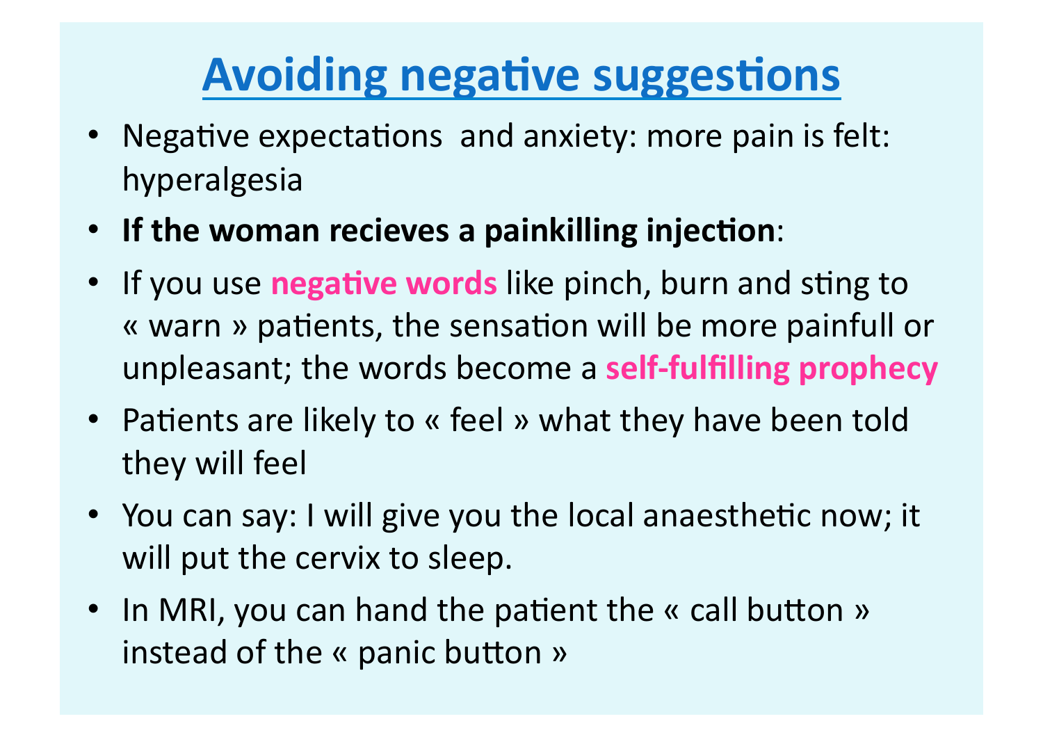# Avoiding negative suggestions

- Negative expectations  and anxiety: more pain is felt: hyperalgesia
- **If the woman recieves a painkilling injection**:
- If you use **negative words** like pinch, burn and sting to « warn » patients, the sensation will be more painfull or unpleasant; the words become a **self-fulfilling prophecy**
- Patients are likely to « feel » what they have been told they will feel
- You can say: I will give you the local anaesthetic now; it will put the cervix to sleep.
- In MRI, you can hand the patient the « call button » instead of the « panic button »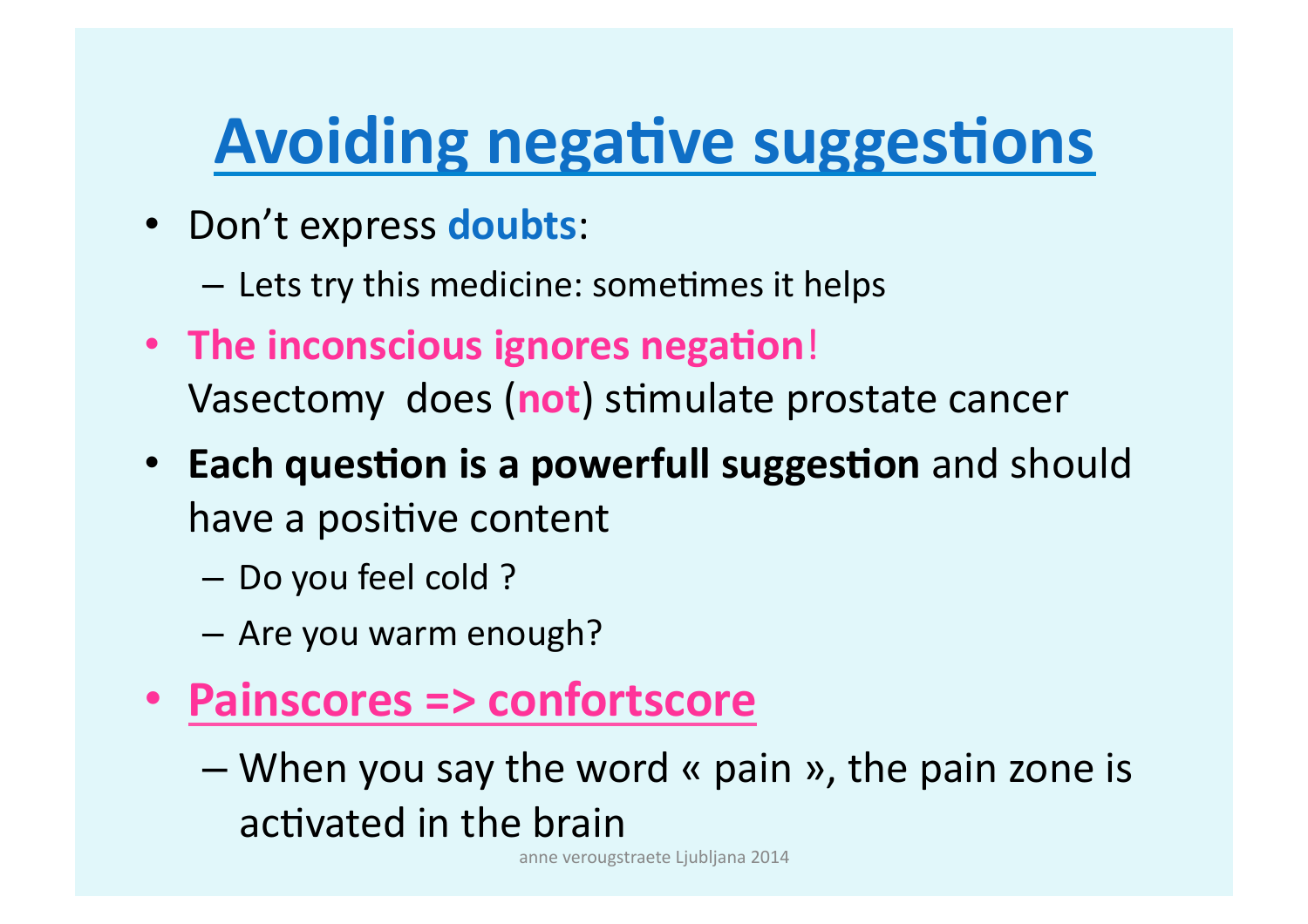# Avoiding negative suggestions

- Don't express **doubts**:
  - Lets try this medicine: sometimes it helps
- **The inconscious ignores negation**!
  Vasectomy does (**not**) stimulate prostate cancer
- **Each question is a powerfull suggestion** and should have a positive content
  - Do you feel cold ?
  - Are you warm enough?
- **Painscores => confortscore**
  - When you say the word « pain », the pain zone is activated in the brain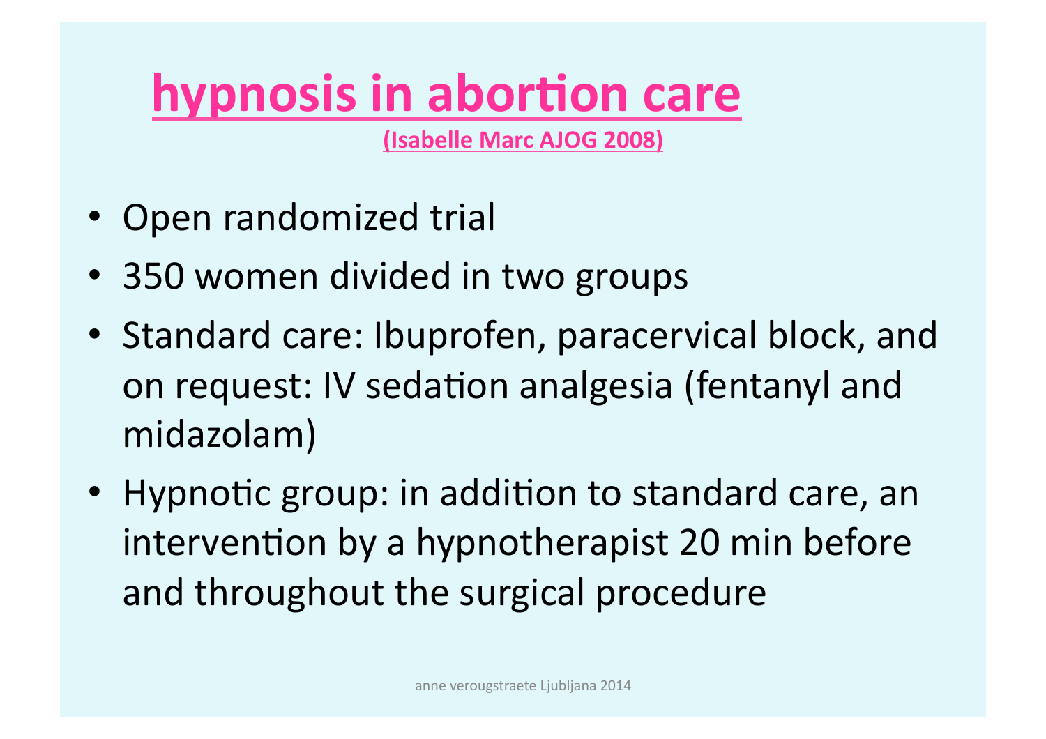# hypnosis in abortion care

**(Isabelle Marc AJOG 2008)**

- Open randomized trial
- 350 women divided in two groups
- Standard care: Ibuprofen, paracervical block, and on request: IV sedation analgesia (fentanyl and midazolam)
- Hypnotic group: in addition to standard care, an intervention by a hypnotherapist 20 min before and throughout the surgical procedure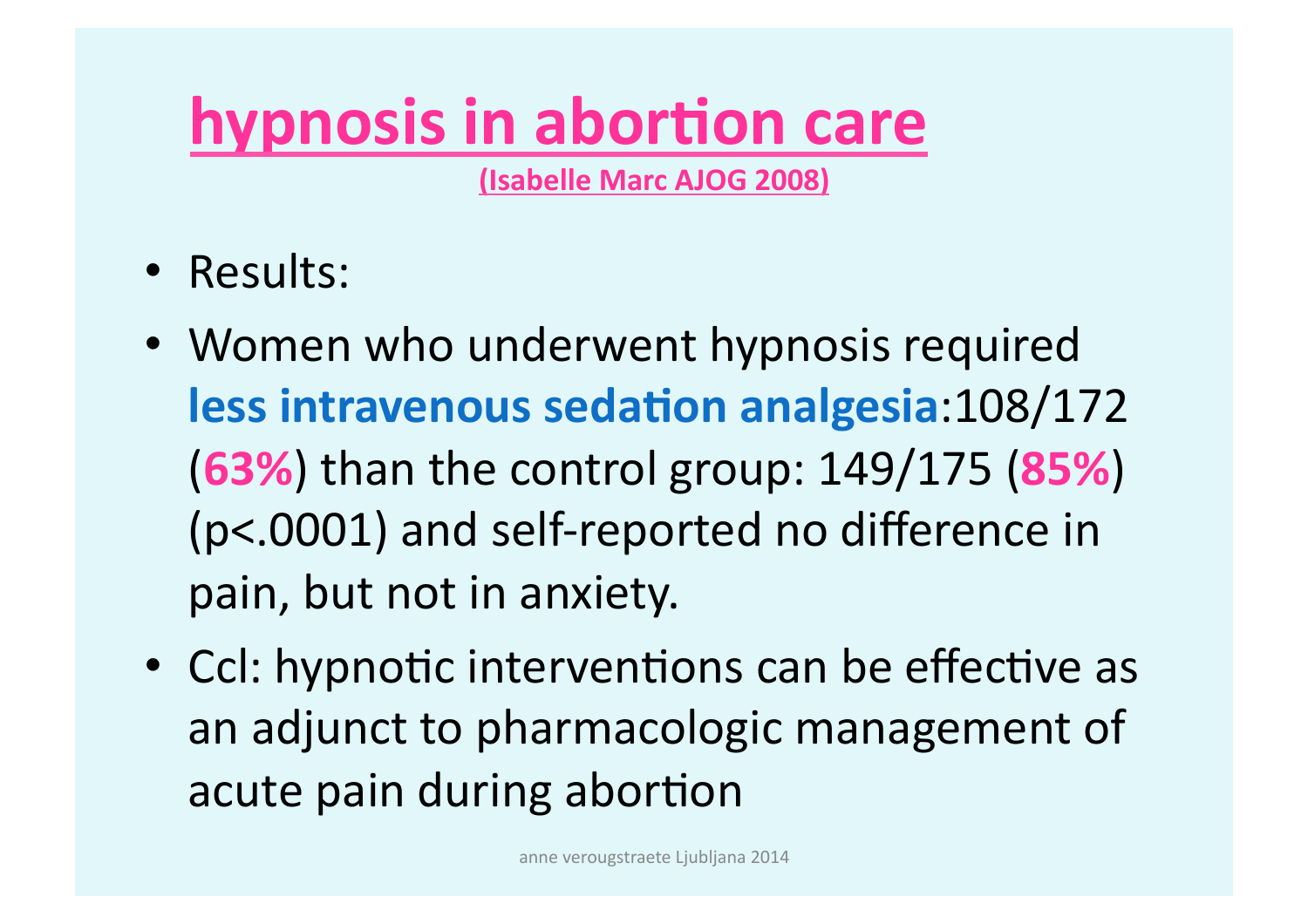# hypnosis in abortion care

**(Isabelle Marc AJOG 2008)**

- Results:
- Women who underwent hypnosis required **less intravenous sedation analgesia**:108/172 (**63%**) than the control group: 149/175 (**85%**) ($p<.0001$) and self-reported no difference in pain, but not in anxiety.
- Ccl: hypnotic interventions can be effective as an adjunct to pharmacologic management of acute pain during abortion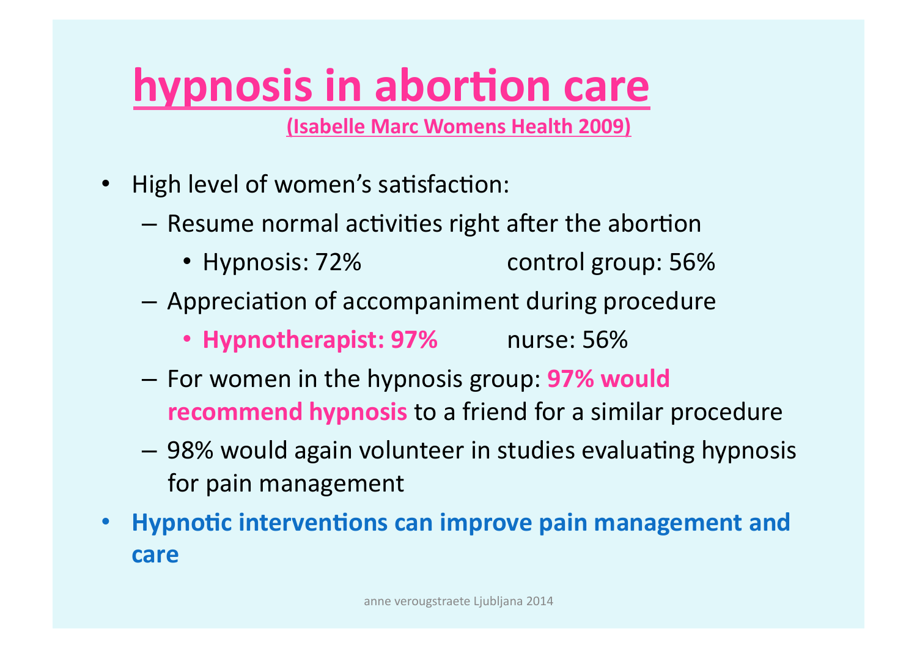# hypnosis in abortion care

**(Isabelle Marc Womens Health 2009)**

- High level of women's satisfaction:
  - Resume normal activities right after the abortion
    - Hypnosis: 72%   control group: 56%
  - Appreciation of accompaniment during procedure
    - **Hypnotherapist: 97%**   nurse: 56%
  - For women in the hypnosis group: **97% would recommend hypnosis** to a friend for a similar procedure
  - 98% would again volunteer in studies evaluating hypnosis for pain management
- **Hypnotic interventions can improve pain management and care**

anne verougstraete Ljubljana 2014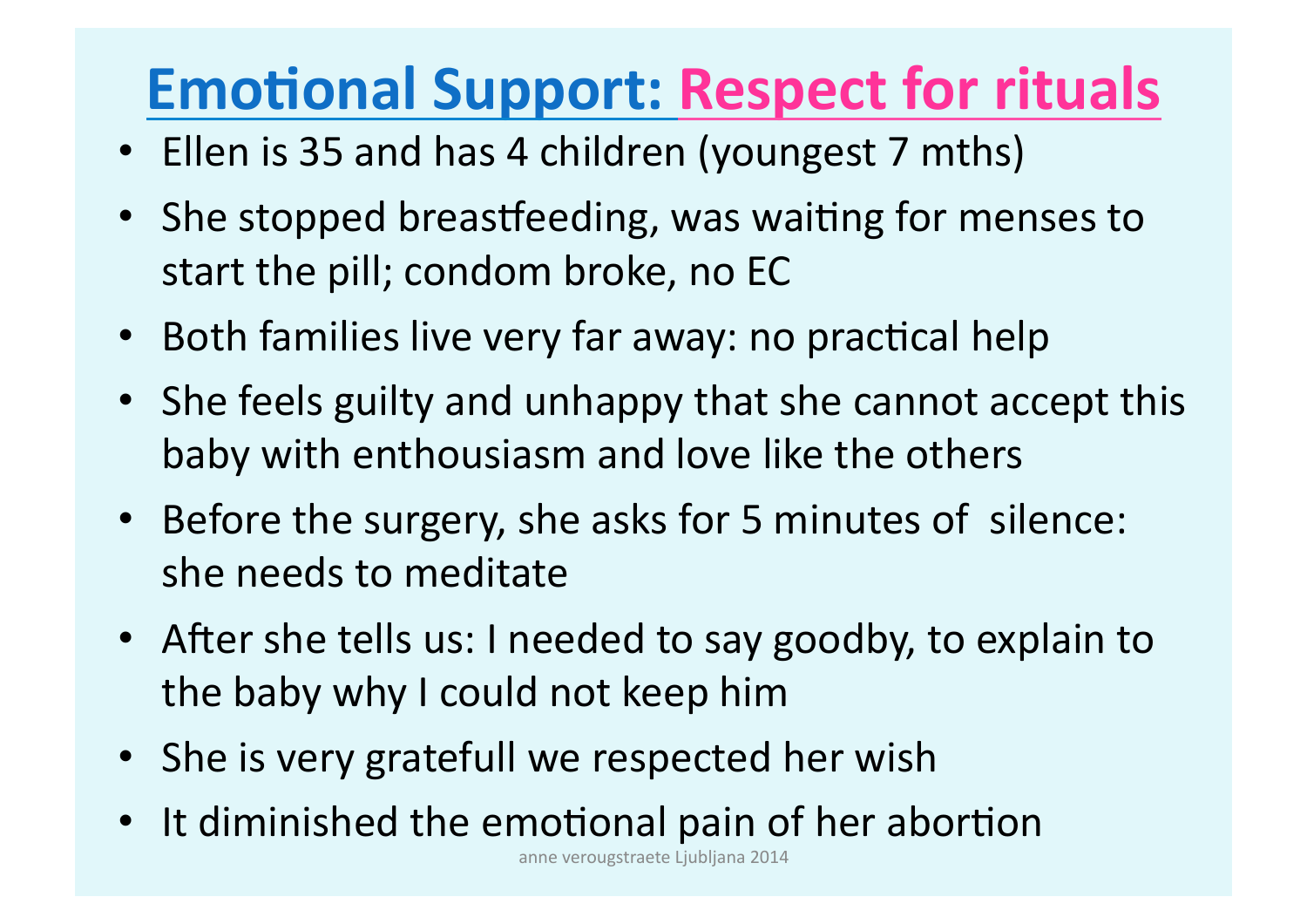# Emotional Support: Respect for rituals

- Ellen is 35 and has 4 children (youngest 7 mths)
- She stopped breastfeeding, was waiting for menses to start the pill; condom broke, no EC
- Both families live very far away: no practical help
- She feels guilty and unhappy that she cannot accept this baby with enthousiasm and love like the others
- Before the surgery, she asks for 5 minutes of silence: she needs to meditate
- After she tells us: I needed to say goodby, to explain to the baby why I could not keep him
- She is very gratefull we respected her wish
- It diminished the emotional pain of her abortion

anne verougstraete Ljubljana 2014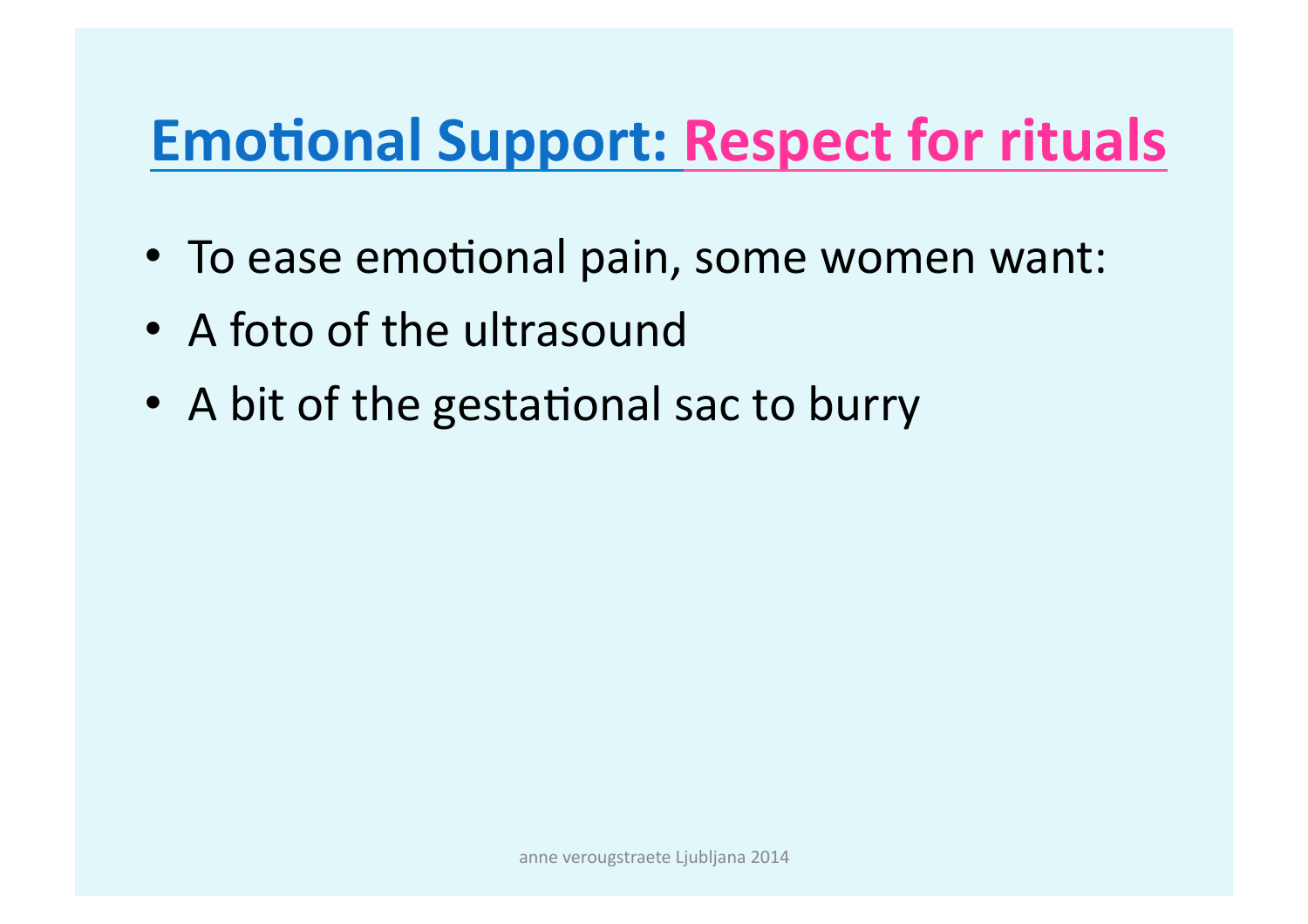# Emotional Support: Respect for rituals

- To ease emotional pain, some women want:
- A foto of the ultrasound
- A bit of the gestational sac to burry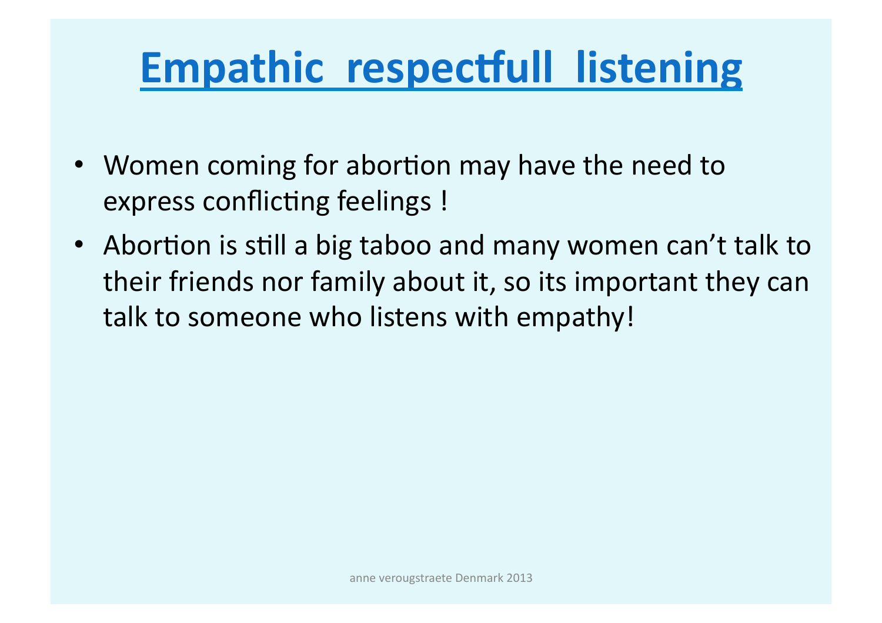# Empathic respectfull listening

- Women coming for abortion may have the need to express conflicting feelings !
- Abortion is still a big taboo and many women can't talk to their friends nor family about it, so its important they can talk to someone who listens with empathy!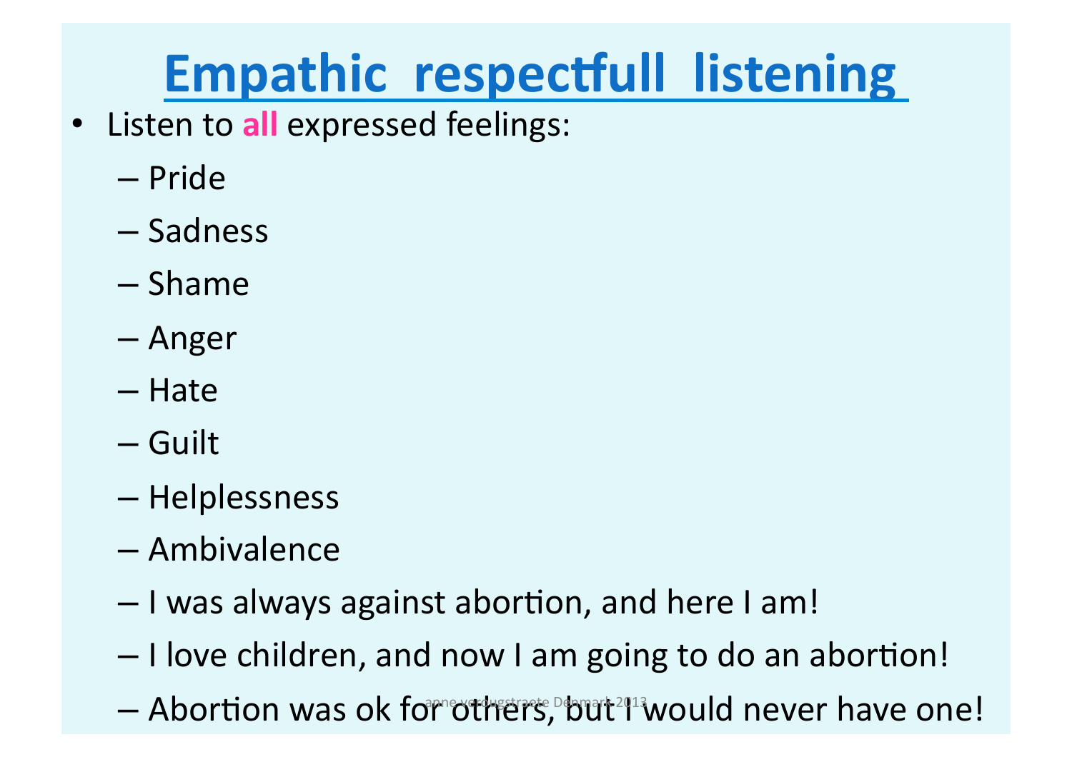# Empathic respectfull listening

- Listen to **all** expressed feelings:
  - Pride
  - Sadness
  - Shame
  - Anger
  - Hate
  - Guilt
  - Helplessness
  - Ambivalence
  - I was always against abortion, and here I am!
  - I love children, and now I am going to do an abortion!
  - Abortion was ok for others, but I would never have one!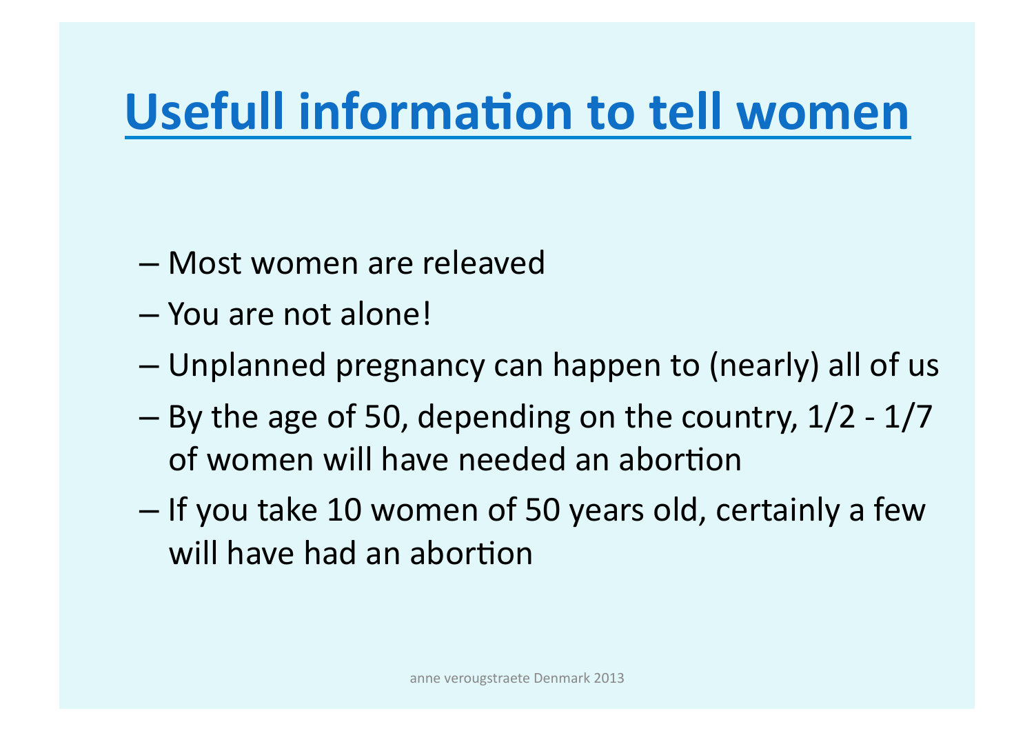# Usefull information to tell women

- Most women are releaved
- You are not alone!
- Unplanned pregnancy can happen to (nearly) all of us
- By the age of 50, depending on the country, 1/2 - 1/7 of women will have needed an abortion
- If you take 10 women of 50 years old, certainly a few will have had an abortion

anne verougstraete Denmark 2013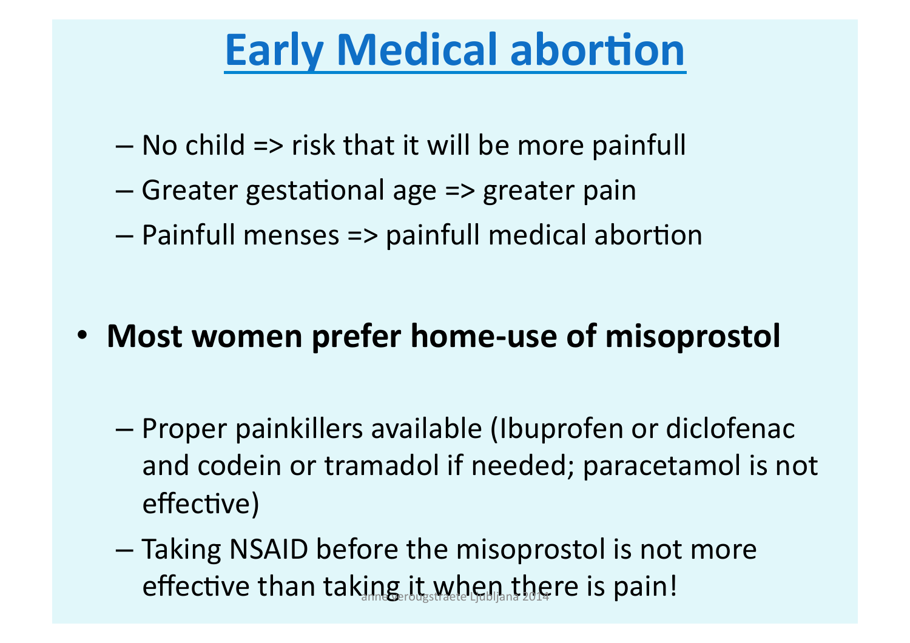# Early Medical abortion

- No child => risk that it will be more painfull
- Greater gestational age => greater pain
- Painfull menses => painfull medical abortion

- **Most women prefer home-use of misoprostol**
  - Proper painkillers available (Ibuprofen or diclofenac and codein or tramadol if needed; paracetamol is not effective)
  - Taking NSAID before the misoprostol is not more effective than taking it when there is pain!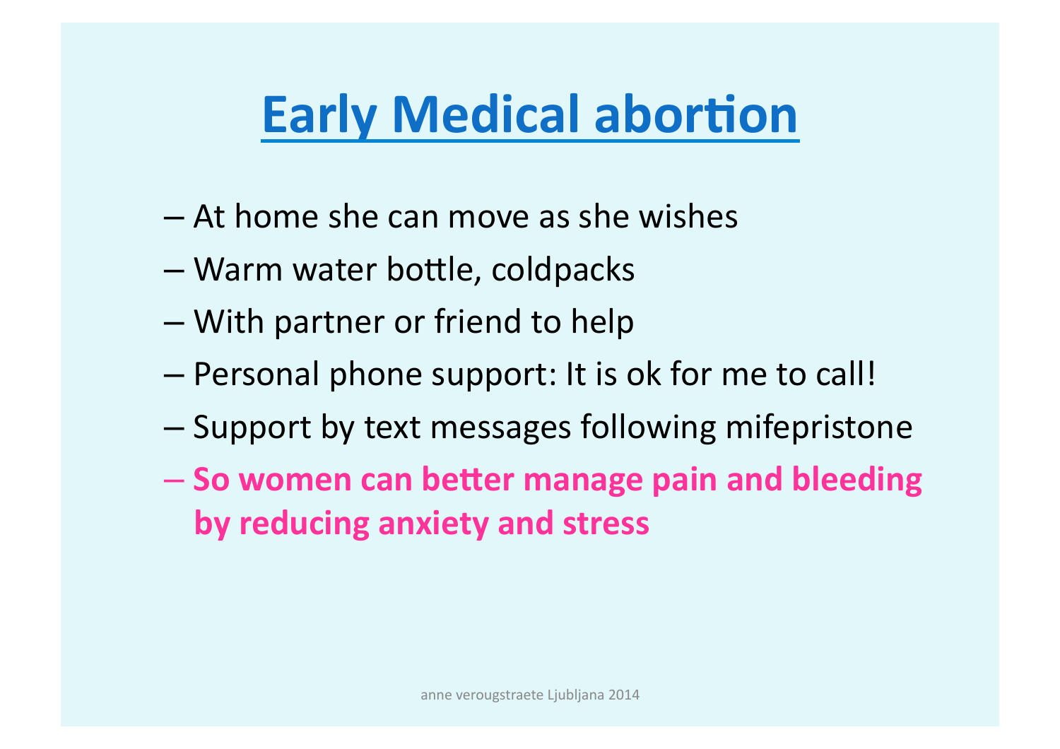# Early Medical abortion

- At home she can move as she wishes
- Warm water bottle, coldpacks
- With partner or friend to help
- Personal phone support: It is ok for me to call!
- Support by text messages following mifepristone
- **So women can better manage pain and bleeding by reducing anxiety and stress**

anne verougstraete Ljubljana 2014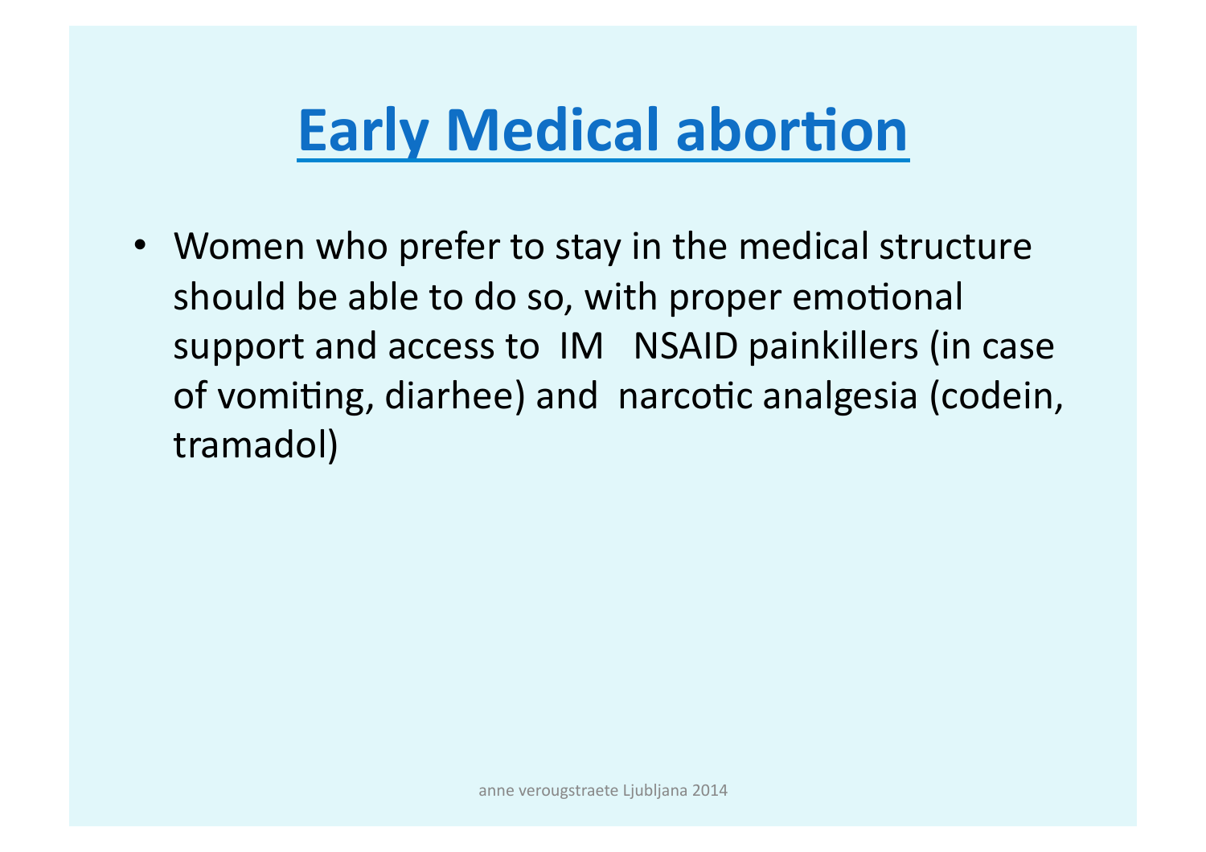# Early Medical abortion

- Women who prefer to stay in the medical structure should be able to do so, with proper emotional support and access to IM NSAID painkillers (in case of vomiting, diarhee) and narcotic analgesia (codein, tramadol)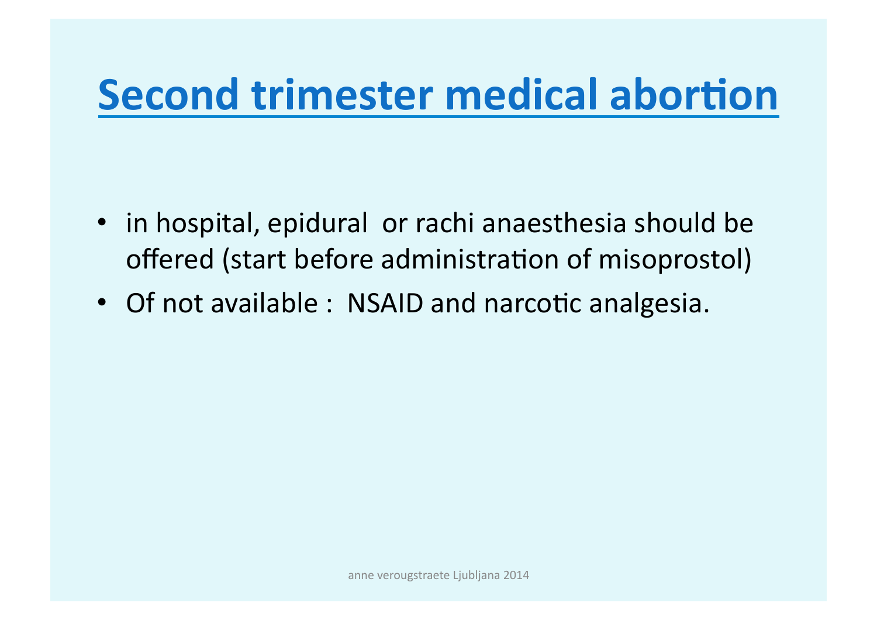# Second trimester medical abortion

- in hospital, epidural  or rachi anaesthesia should be offered (start before administration of misoprostol)
- Of not available :  NSAID and narcotic analgesia.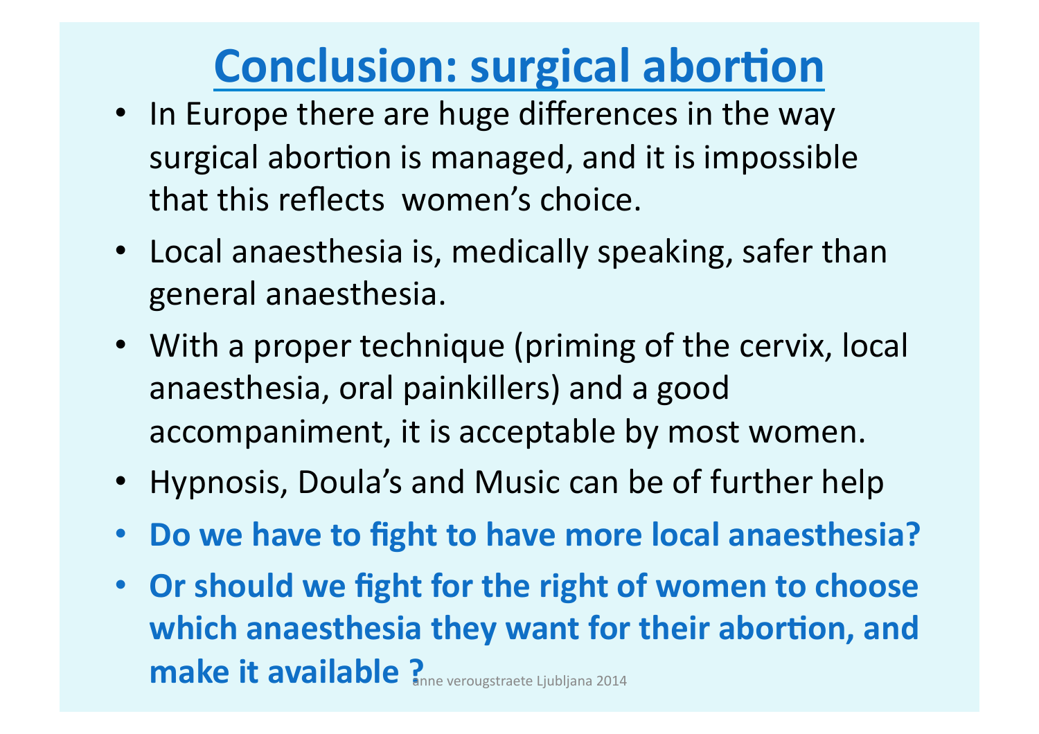# Conclusion: surgical abortion

- In Europe there are huge differences in the way surgical abortion is managed, and it is impossible that this reflects women's choice.
- Local anaesthesia is, medically speaking, safer than general anaesthesia.
- With a proper technique (priming of the cervix, local anaesthesia, oral painkillers) and a good accompaniment, it is acceptable by most women.
- Hypnosis, Doula's and Music can be of further help
- **Do we have to fight to have more local anaesthesia?**
- **Or should we fight for the right of women to choose which anaesthesia they want for their abortion, and make it available ?**

anne verougstraete Ljubljana 2014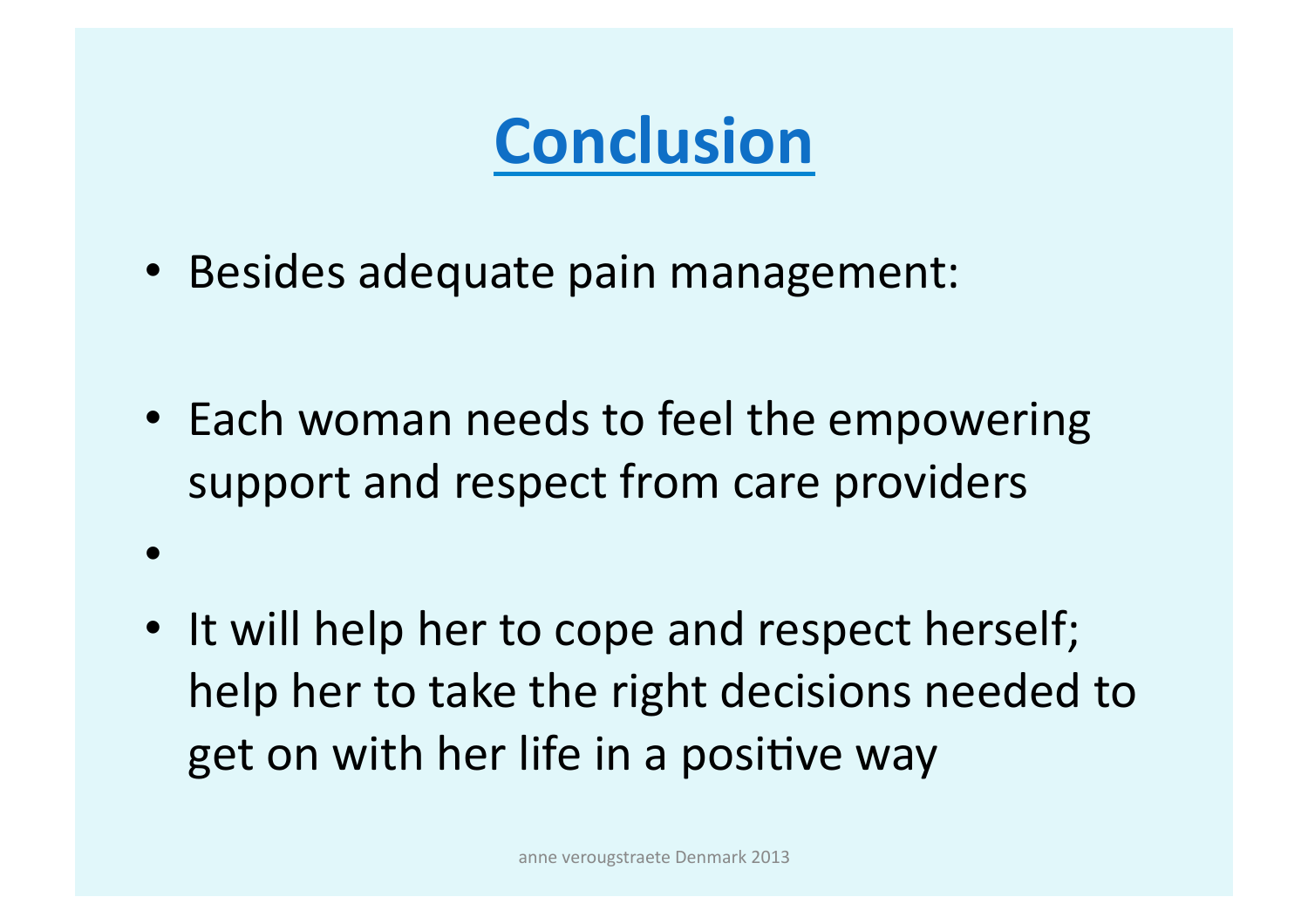# Conclusion

- Besides adequate pain management:
- Each woman needs to feel the empowering support and respect from care providers
- It will help her to cope and respect herself; help her to take the right decisions needed to get on with her life in a positive way

anne verougstraete Denmark 2013